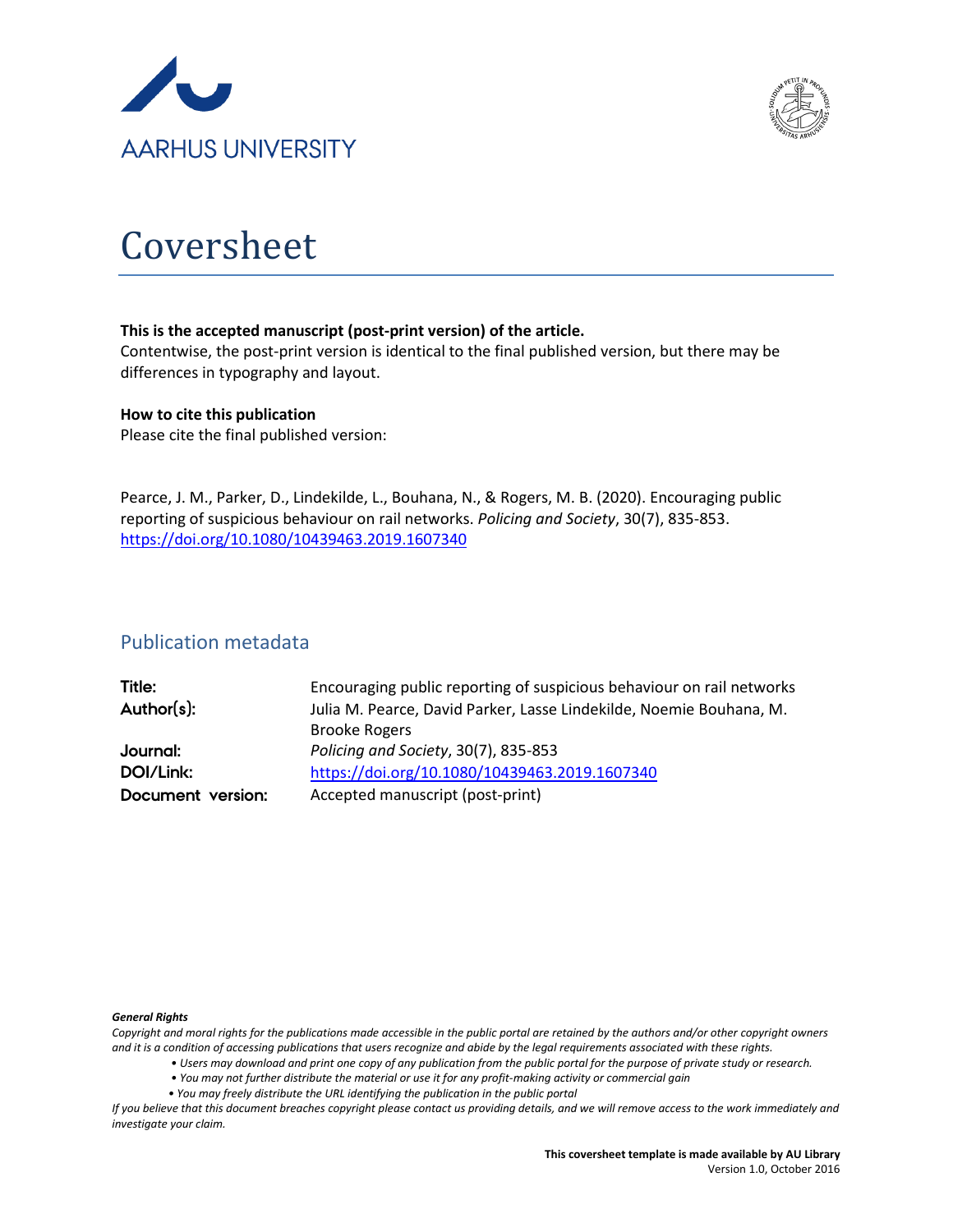AARHUS UNIVERSITY

# Coversheet

**This is the accepted manuscript (post-print version) of the article.**
Contentwise, the post-print version is identical to the final published version, but there may be differences in typography and layout.

**How to cite this publication**
Please cite the final published version:

Pearce, J. M., Parker, D., Lindekilde, L., Bouhana, N., & Rogers, M. B. (2020). Encouraging public reporting of suspicious behaviour on rail networks. *Policing and Society*, 30(7), 835-853. https://doi.org/10.1080/10439463.2019.1607340

## Publication metadata

| | |
|---|---|
| **Title:** | Encouraging public reporting of suspicious behaviour on rail networks |
| **Author(s):** | Julia M. Pearce, David Parker, Lasse Lindekilde, Noemie Bouhana, M. Brooke Rogers |
| **Journal:** | *Policing and Society*, 30(7), 835-853 |
| **DOI/Link:** | https://doi.org/10.1080/10439463.2019.1607340 |
| **Document version:** | Accepted manuscript (post-print) |

***General Rights***
*Copyright and moral rights for the publications made accessible in the public portal are retained by the authors and/or other copyright owners and it is a condition of accessing publications that users recognize and abide by the legal requirements associated with these rights.*

- *Users may download and print one copy of any publication from the public portal for the purpose of private study or research.*
- *You may not further distribute the material or use it for any profit-making activity or commercial gain*
- *You may freely distribute the URL identifying the publication in the public portal*

*If you believe that this document breaches copyright please contact us providing details, and we will remove access to the work immediately and investigate your claim.*

**This coversheet template is made available by AU Library**
Version 1.0, October 2016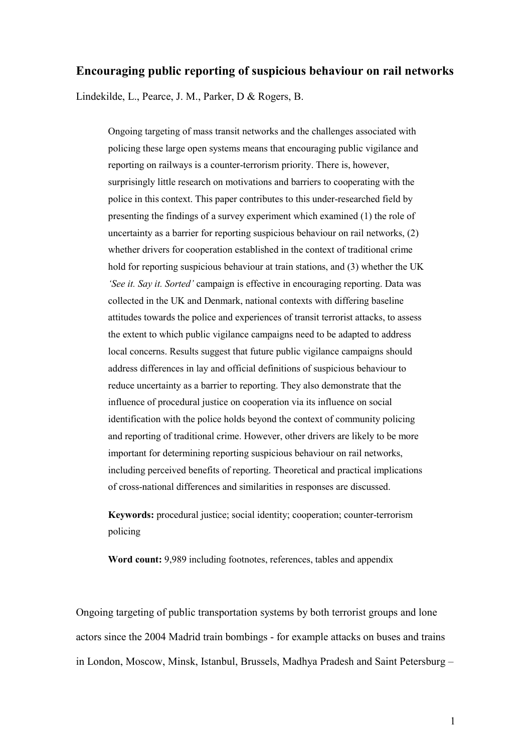# Encouraging public reporting of suspicious behaviour on rail networks

Lindekilde, L., Pearce, J. M., Parker, D & Rogers, B.

> Ongoing targeting of mass transit networks and the challenges associated with policing these large open systems means that encouraging public vigilance and reporting on railways is a counter-terrorism priority. There is, however, surprisingly little research on motivations and barriers to cooperating with the police in this context. This paper contributes to this under-researched field by presenting the findings of a survey experiment which examined (1) the role of uncertainty as a barrier for reporting suspicious behaviour on rail networks, (2) whether drivers for cooperation established in the context of traditional crime hold for reporting suspicious behaviour at train stations, and (3) whether the UK *'See it. Say it. Sorted'* campaign is effective in encouraging reporting. Data was collected in the UK and Denmark, national contexts with differing baseline attitudes towards the police and experiences of transit terrorist attacks, to assess the extent to which public vigilance campaigns need to be adapted to address local concerns. Results suggest that future public vigilance campaigns should address differences in lay and official definitions of suspicious behaviour to reduce uncertainty as a barrier to reporting. They also demonstrate that the influence of procedural justice on cooperation via its influence on social identification with the police holds beyond the context of community policing and reporting of traditional crime. However, other drivers are likely to be more important for determining reporting suspicious behaviour on rail networks, including perceived benefits of reporting. Theoretical and practical implications of cross-national differences and similarities in responses are discussed.
>
> **Keywords:** procedural justice; social identity; cooperation; counter-terrorism policing
>
> **Word count:** 9,989 including footnotes, references, tables and appendix

Ongoing targeting of public transportation systems by both terrorist groups and lone actors since the 2004 Madrid train bombings - for example attacks on buses and trains in London, Moscow, Minsk, Istanbul, Brussels, Madhya Pradesh and Saint Petersburg –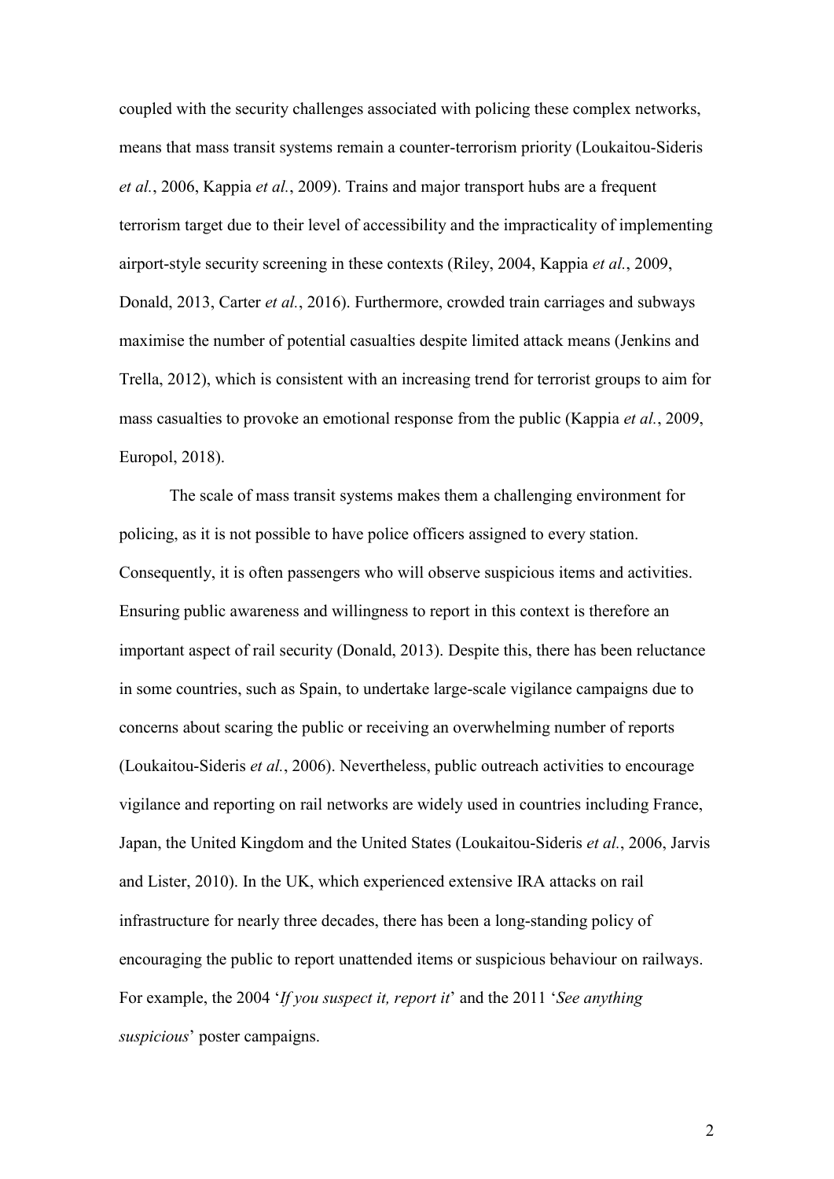coupled with the security challenges associated with policing these complex networks, means that mass transit systems remain a counter-terrorism priority (Loukaitou-Sideris *et al.*, 2006, Kappia *et al.*, 2009). Trains and major transport hubs are a frequent terrorism target due to their level of accessibility and the impracticality of implementing airport-style security screening in these contexts (Riley, 2004, Kappia *et al.*, 2009, Donald, 2013, Carter *et al.*, 2016). Furthermore, crowded train carriages and subways maximise the number of potential casualties despite limited attack means (Jenkins and Trella, 2012), which is consistent with an increasing trend for terrorist groups to aim for mass casualties to provoke an emotional response from the public (Kappia *et al.*, 2009, Europol, 2018).

The scale of mass transit systems makes them a challenging environment for policing, as it is not possible to have police officers assigned to every station. Consequently, it is often passengers who will observe suspicious items and activities. Ensuring public awareness and willingness to report in this context is therefore an important aspect of rail security (Donald, 2013). Despite this, there has been reluctance in some countries, such as Spain, to undertake large-scale vigilance campaigns due to concerns about scaring the public or receiving an overwhelming number of reports (Loukaitou-Sideris *et al.*, 2006). Nevertheless, public outreach activities to encourage vigilance and reporting on rail networks are widely used in countries including France, Japan, the United Kingdom and the United States (Loukaitou-Sideris *et al.*, 2006, Jarvis and Lister, 2010). In the UK, which experienced extensive IRA attacks on rail infrastructure for nearly three decades, there has been a long-standing policy of encouraging the public to report unattended items or suspicious behaviour on railways. For example, the 2004 '*If you suspect it, report it*' and the 2011 '*See anything suspicious*' poster campaigns.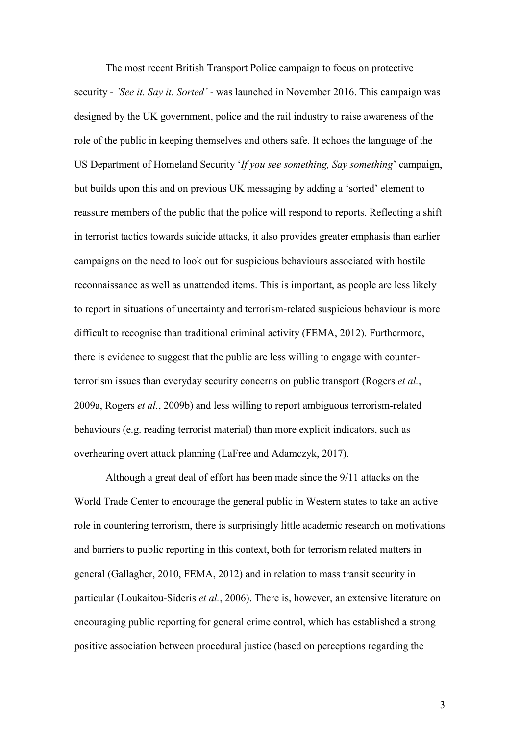The most recent British Transport Police campaign to focus on protective security - *'See it. Say it. Sorted'* - was launched in November 2016. This campaign was designed by the UK government, police and the rail industry to raise awareness of the role of the public in keeping themselves and others safe. It echoes the language of the US Department of Homeland Security '*If you see something, Say something*' campaign, but builds upon this and on previous UK messaging by adding a 'sorted' element to reassure members of the public that the police will respond to reports. Reflecting a shift in terrorist tactics towards suicide attacks, it also provides greater emphasis than earlier campaigns on the need to look out for suspicious behaviours associated with hostile reconnaissance as well as unattended items. This is important, as people are less likely to report in situations of uncertainty and terrorism-related suspicious behaviour is more difficult to recognise than traditional criminal activity (FEMA, 2012). Furthermore, there is evidence to suggest that the public are less willing to engage with counter-terrorism issues than everyday security concerns on public transport (Rogers *et al.*, 2009a, Rogers *et al.*, 2009b) and less willing to report ambiguous terrorism-related behaviours (e.g. reading terrorist material) than more explicit indicators, such as overhearing overt attack planning (LaFree and Adamczyk, 2017).

Although a great deal of effort has been made since the 9/11 attacks on the World Trade Center to encourage the general public in Western states to take an active role in countering terrorism, there is surprisingly little academic research on motivations and barriers to public reporting in this context, both for terrorism related matters in general (Gallagher, 2010, FEMA, 2012) and in relation to mass transit security in particular (Loukaitou-Sideris *et al.*, 2006). There is, however, an extensive literature on encouraging public reporting for general crime control, which has established a strong positive association between procedural justice (based on perceptions regarding the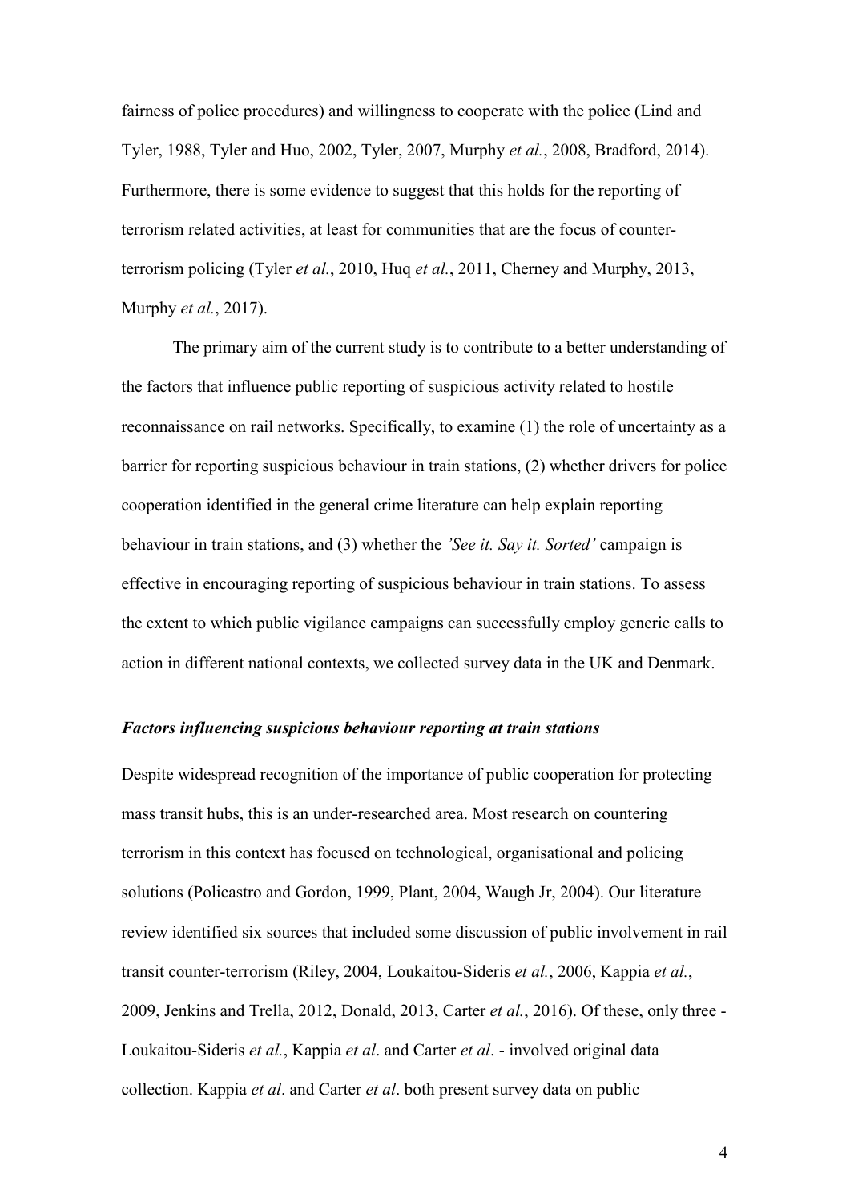fairness of police procedures) and willingness to cooperate with the police (Lind and Tyler, 1988, Tyler and Huo, 2002, Tyler, 2007, Murphy *et al.*, 2008, Bradford, 2014). Furthermore, there is some evidence to suggest that this holds for the reporting of terrorism related activities, at least for communities that are the focus of counter-terrorism policing (Tyler *et al.*, 2010, Huq *et al.*, 2011, Cherney and Murphy, 2013, Murphy *et al.*, 2017).

The primary aim of the current study is to contribute to a better understanding of the factors that influence public reporting of suspicious activity related to hostile reconnaissance on rail networks. Specifically, to examine (1) the role of uncertainty as a barrier for reporting suspicious behaviour in train stations, (2) whether drivers for police cooperation identified in the general crime literature can help explain reporting behaviour in train stations, and (3) whether the *'See it. Say it. Sorted'* campaign is effective in encouraging reporting of suspicious behaviour in train stations. To assess the extent to which public vigilance campaigns can successfully employ generic calls to action in different national contexts, we collected survey data in the UK and Denmark.

### *Factors influencing suspicious behaviour reporting at train stations*

Despite widespread recognition of the importance of public cooperation for protecting mass transit hubs, this is an under-researched area. Most research on countering terrorism in this context has focused on technological, organisational and policing solutions (Policastro and Gordon, 1999, Plant, 2004, Waugh Jr, 2004). Our literature review identified six sources that included some discussion of public involvement in rail transit counter-terrorism (Riley, 2004, Loukaitou-Sideris *et al.*, 2006, Kappia *et al.*, 2009, Jenkins and Trella, 2012, Donald, 2013, Carter *et al.*, 2016). Of these, only three - Loukaitou-Sideris *et al.*, Kappia *et al*. and Carter *et al*. - involved original data collection. Kappia *et al*. and Carter *et al*. both present survey data on public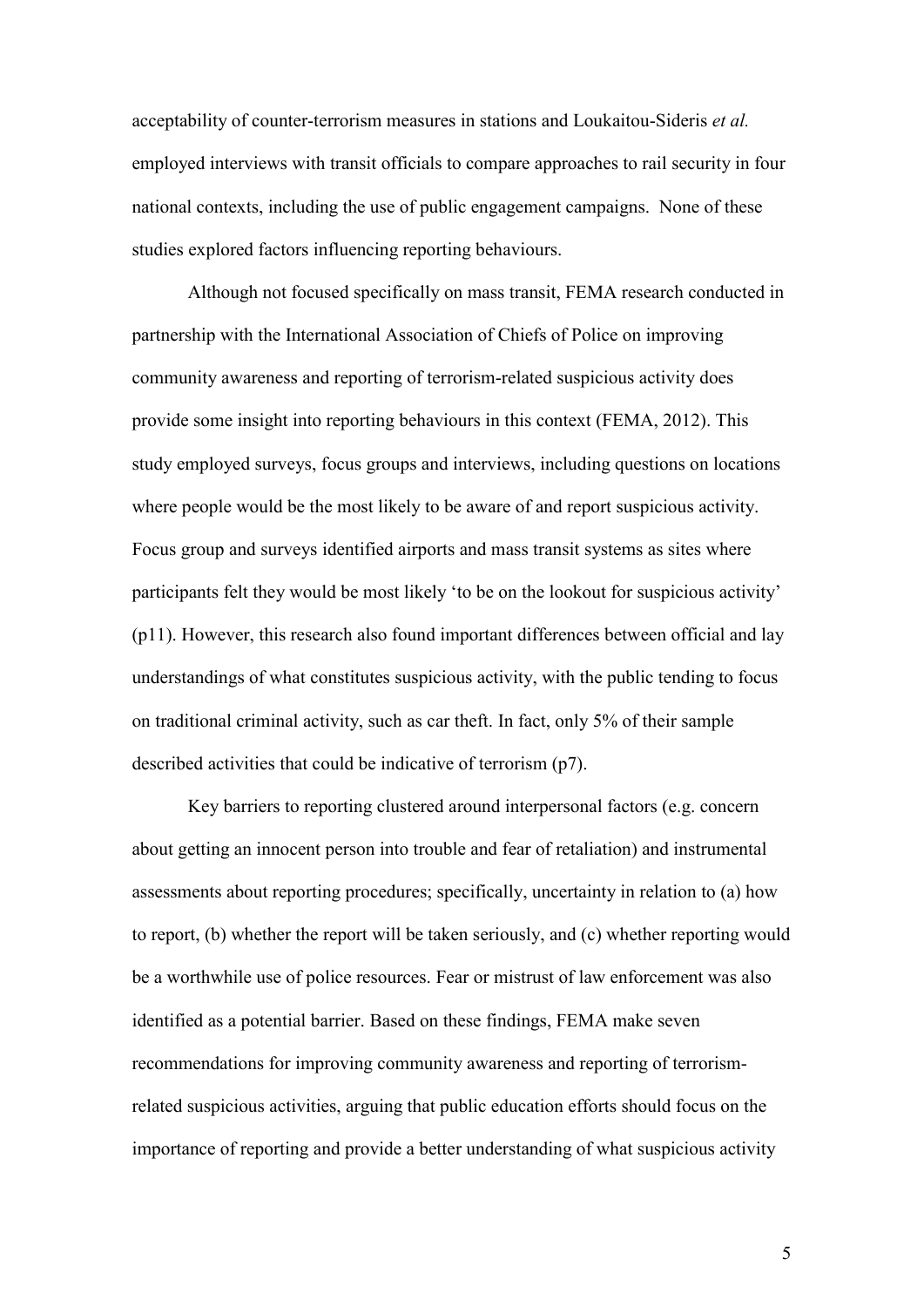acceptability of counter-terrorism measures in stations and Loukaitou-Sideris *et al.* employed interviews with transit officials to compare approaches to rail security in four national contexts, including the use of public engagement campaigns. None of these studies explored factors influencing reporting behaviours.

Although not focused specifically on mass transit, FEMA research conducted in partnership with the International Association of Chiefs of Police on improving community awareness and reporting of terrorism-related suspicious activity does provide some insight into reporting behaviours in this context (FEMA, 2012). This study employed surveys, focus groups and interviews, including questions on locations where people would be the most likely to be aware of and report suspicious activity. Focus group and surveys identified airports and mass transit systems as sites where participants felt they would be most likely 'to be on the lookout for suspicious activity' (p11). However, this research also found important differences between official and lay understandings of what constitutes suspicious activity, with the public tending to focus on traditional criminal activity, such as car theft. In fact, only 5% of their sample described activities that could be indicative of terrorism (p7).

Key barriers to reporting clustered around interpersonal factors (e.g. concern about getting an innocent person into trouble and fear of retaliation) and instrumental assessments about reporting procedures; specifically, uncertainty in relation to (a) how to report, (b) whether the report will be taken seriously, and (c) whether reporting would be a worthwhile use of police resources. Fear or mistrust of law enforcement was also identified as a potential barrier. Based on these findings, FEMA make seven recommendations for improving community awareness and reporting of terrorism-related suspicious activities, arguing that public education efforts should focus on the importance of reporting and provide a better understanding of what suspicious activity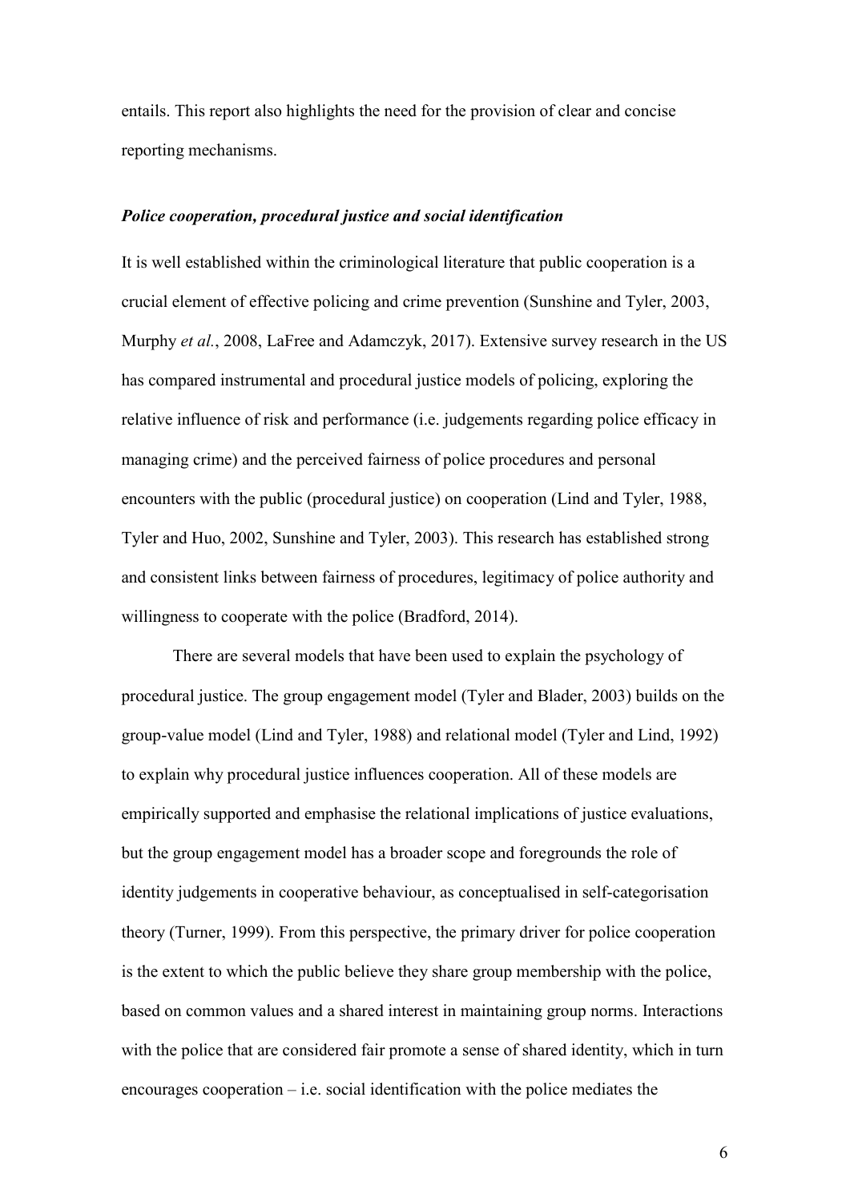entails. This report also highlights the need for the provision of clear and concise reporting mechanisms.

### *Police cooperation, procedural justice and social identification*

It is well established within the criminological literature that public cooperation is a crucial element of effective policing and crime prevention (Sunshine and Tyler, 2003, Murphy *et al.*, 2008, LaFree and Adamczyk, 2017). Extensive survey research in the US has compared instrumental and procedural justice models of policing, exploring the relative influence of risk and performance (i.e. judgements regarding police efficacy in managing crime) and the perceived fairness of police procedures and personal encounters with the public (procedural justice) on cooperation (Lind and Tyler, 1988, Tyler and Huo, 2002, Sunshine and Tyler, 2003). This research has established strong and consistent links between fairness of procedures, legitimacy of police authority and willingness to cooperate with the police (Bradford, 2014).

There are several models that have been used to explain the psychology of procedural justice. The group engagement model (Tyler and Blader, 2003) builds on the group-value model (Lind and Tyler, 1988) and relational model (Tyler and Lind, 1992) to explain why procedural justice influences cooperation. All of these models are empirically supported and emphasise the relational implications of justice evaluations, but the group engagement model has a broader scope and foregrounds the role of identity judgements in cooperative behaviour, as conceptualised in self-categorisation theory (Turner, 1999). From this perspective, the primary driver for police cooperation is the extent to which the public believe they share group membership with the police, based on common values and a shared interest in maintaining group norms. Interactions with the police that are considered fair promote a sense of shared identity, which in turn encourages cooperation – i.e. social identification with the police mediates the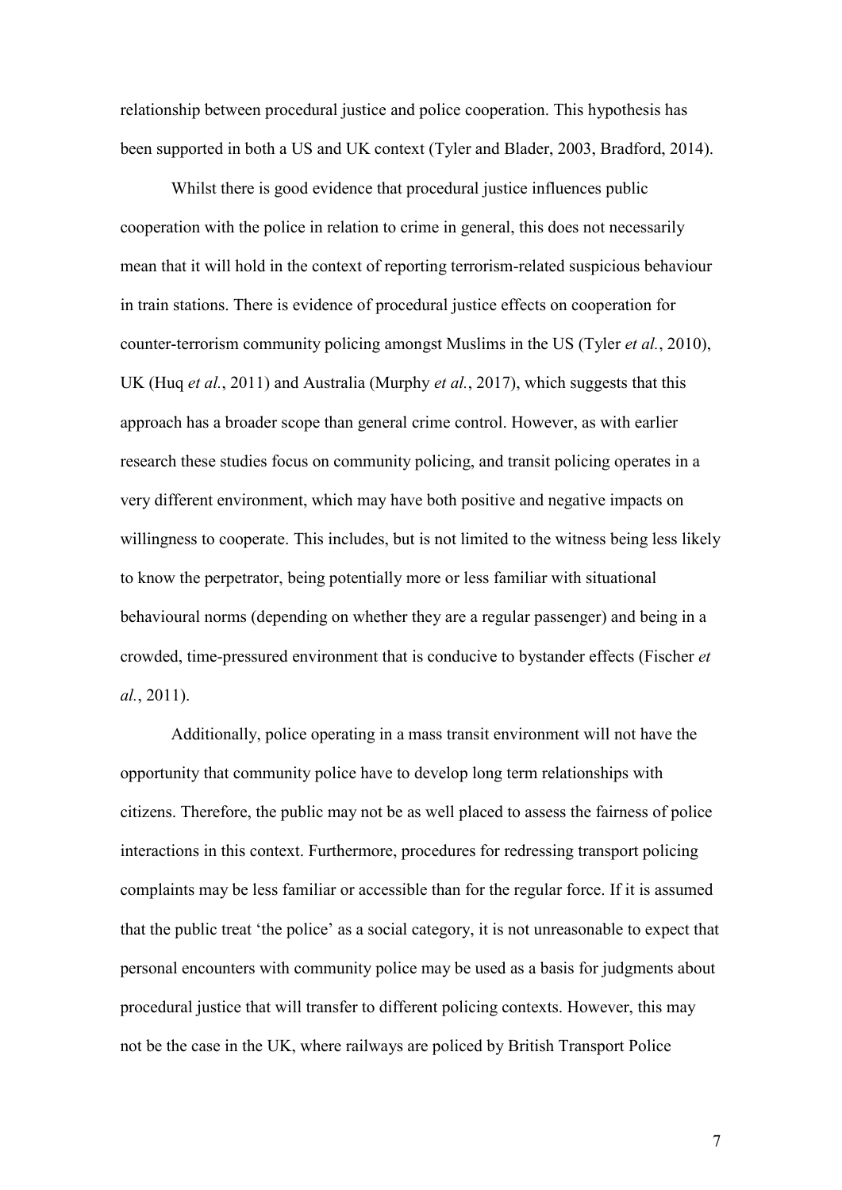relationship between procedural justice and police cooperation. This hypothesis has been supported in both a US and UK context (Tyler and Blader, 2003, Bradford, 2014).

Whilst there is good evidence that procedural justice influences public cooperation with the police in relation to crime in general, this does not necessarily mean that it will hold in the context of reporting terrorism-related suspicious behaviour in train stations. There is evidence of procedural justice effects on cooperation for counter-terrorism community policing amongst Muslims in the US (Tyler *et al.*, 2010), UK (Huq *et al.*, 2011) and Australia (Murphy *et al.*, 2017), which suggests that this approach has a broader scope than general crime control. However, as with earlier research these studies focus on community policing, and transit policing operates in a very different environment, which may have both positive and negative impacts on willingness to cooperate. This includes, but is not limited to the witness being less likely to know the perpetrator, being potentially more or less familiar with situational behavioural norms (depending on whether they are a regular passenger) and being in a crowded, time-pressured environment that is conducive to bystander effects (Fischer *et al.*, 2011).

Additionally, police operating in a mass transit environment will not have the opportunity that community police have to develop long term relationships with citizens. Therefore, the public may not be as well placed to assess the fairness of police interactions in this context. Furthermore, procedures for redressing transport policing complaints may be less familiar or accessible than for the regular force. If it is assumed that the public treat 'the police' as a social category, it is not unreasonable to expect that personal encounters with community police may be used as a basis for judgments about procedural justice that will transfer to different policing contexts. However, this may not be the case in the UK, where railways are policed by British Transport Police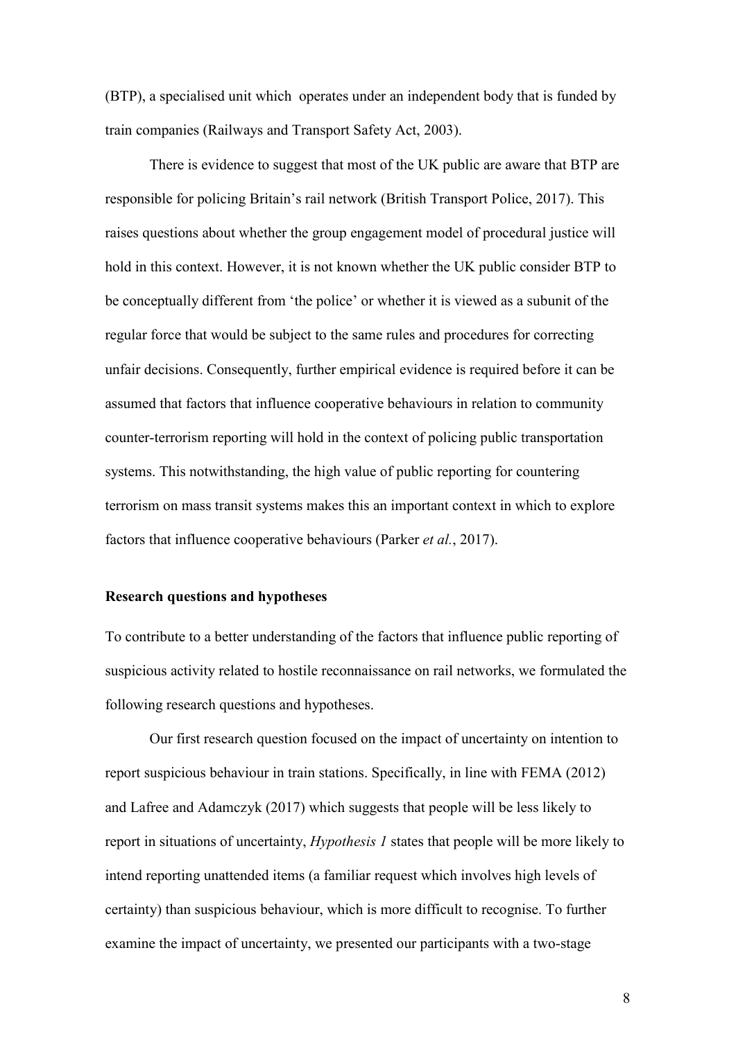(BTP), a specialised unit which operates under an independent body that is funded by train companies (Railways and Transport Safety Act, 2003).

There is evidence to suggest that most of the UK public are aware that BTP are responsible for policing Britain's rail network (British Transport Police, 2017). This raises questions about whether the group engagement model of procedural justice will hold in this context. However, it is not known whether the UK public consider BTP to be conceptually different from 'the police' or whether it is viewed as a subunit of the regular force that would be subject to the same rules and procedures for correcting unfair decisions. Consequently, further empirical evidence is required before it can be assumed that factors that influence cooperative behaviours in relation to community counter-terrorism reporting will hold in the context of policing public transportation systems. This notwithstanding, the high value of public reporting for countering terrorism on mass transit systems makes this an important context in which to explore factors that influence cooperative behaviours (Parker *et al.*, 2017).

**Research questions and hypotheses**

To contribute to a better understanding of the factors that influence public reporting of suspicious activity related to hostile reconnaissance on rail networks, we formulated the following research questions and hypotheses.

Our first research question focused on the impact of uncertainty on intention to report suspicious behaviour in train stations. Specifically, in line with FEMA (2012) and Lafree and Adamczyk (2017) which suggests that people will be less likely to report in situations of uncertainty, *Hypothesis 1* states that people will be more likely to intend reporting unattended items (a familiar request which involves high levels of certainty) than suspicious behaviour, which is more difficult to recognise. To further examine the impact of uncertainty, we presented our participants with a two-stage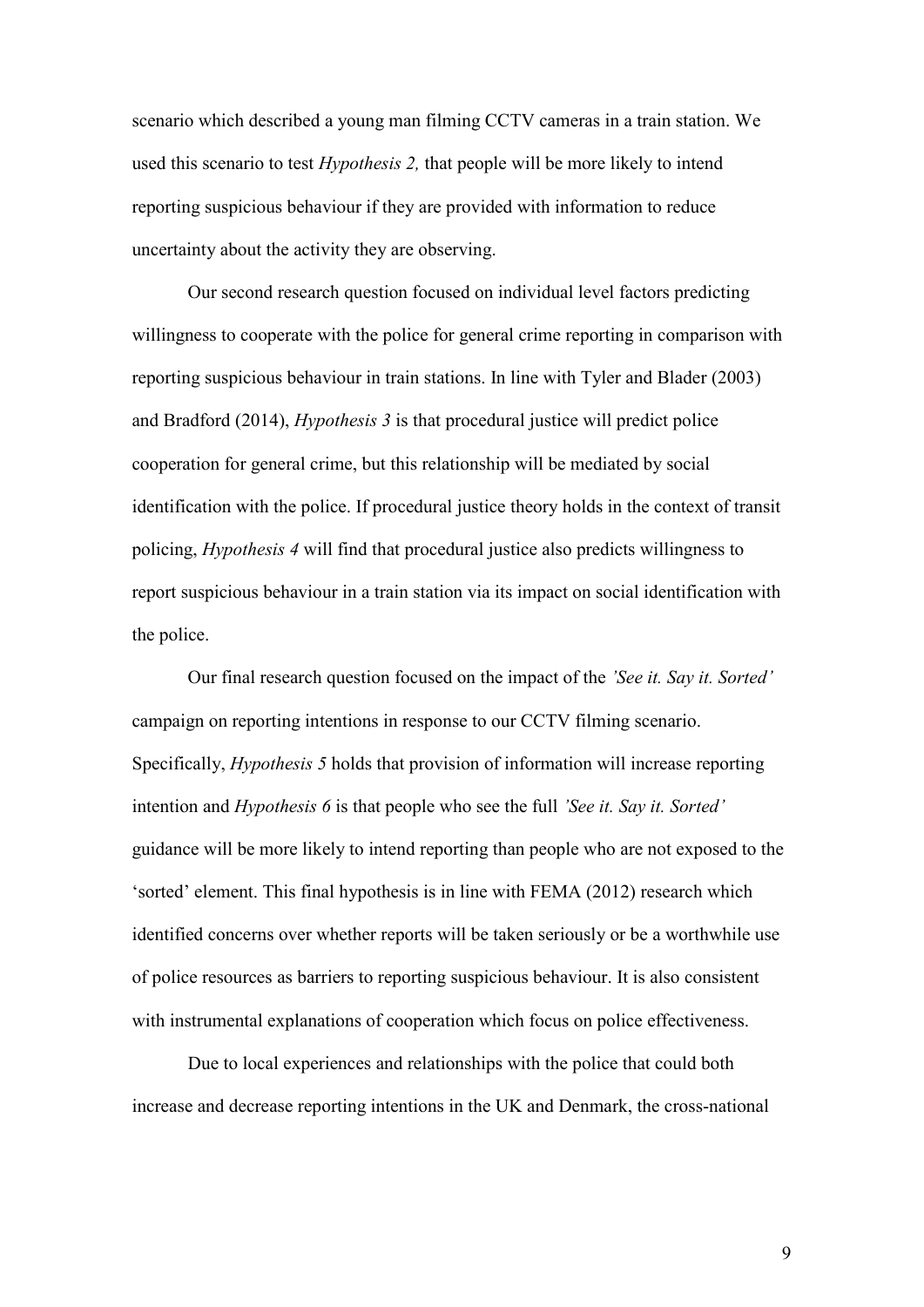scenario which described a young man filming CCTV cameras in a train station. We used this scenario to test *Hypothesis 2,* that people will be more likely to intend reporting suspicious behaviour if they are provided with information to reduce uncertainty about the activity they are observing.

Our second research question focused on individual level factors predicting willingness to cooperate with the police for general crime reporting in comparison with reporting suspicious behaviour in train stations. In line with Tyler and Blader (2003) and Bradford (2014), *Hypothesis 3* is that procedural justice will predict police cooperation for general crime, but this relationship will be mediated by social identification with the police. If procedural justice theory holds in the context of transit policing, *Hypothesis 4* will find that procedural justice also predicts willingness to report suspicious behaviour in a train station via its impact on social identification with the police.

Our final research question focused on the impact of the *'See it. Say it. Sorted'* campaign on reporting intentions in response to our CCTV filming scenario. Specifically, *Hypothesis 5* holds that provision of information will increase reporting intention and *Hypothesis 6* is that people who see the full *'See it. Say it. Sorted'* guidance will be more likely to intend reporting than people who are not exposed to the 'sorted' element. This final hypothesis is in line with FEMA (2012) research which identified concerns over whether reports will be taken seriously or be a worthwhile use of police resources as barriers to reporting suspicious behaviour. It is also consistent with instrumental explanations of cooperation which focus on police effectiveness.

Due to local experiences and relationships with the police that could both increase and decrease reporting intentions in the UK and Denmark, the cross-national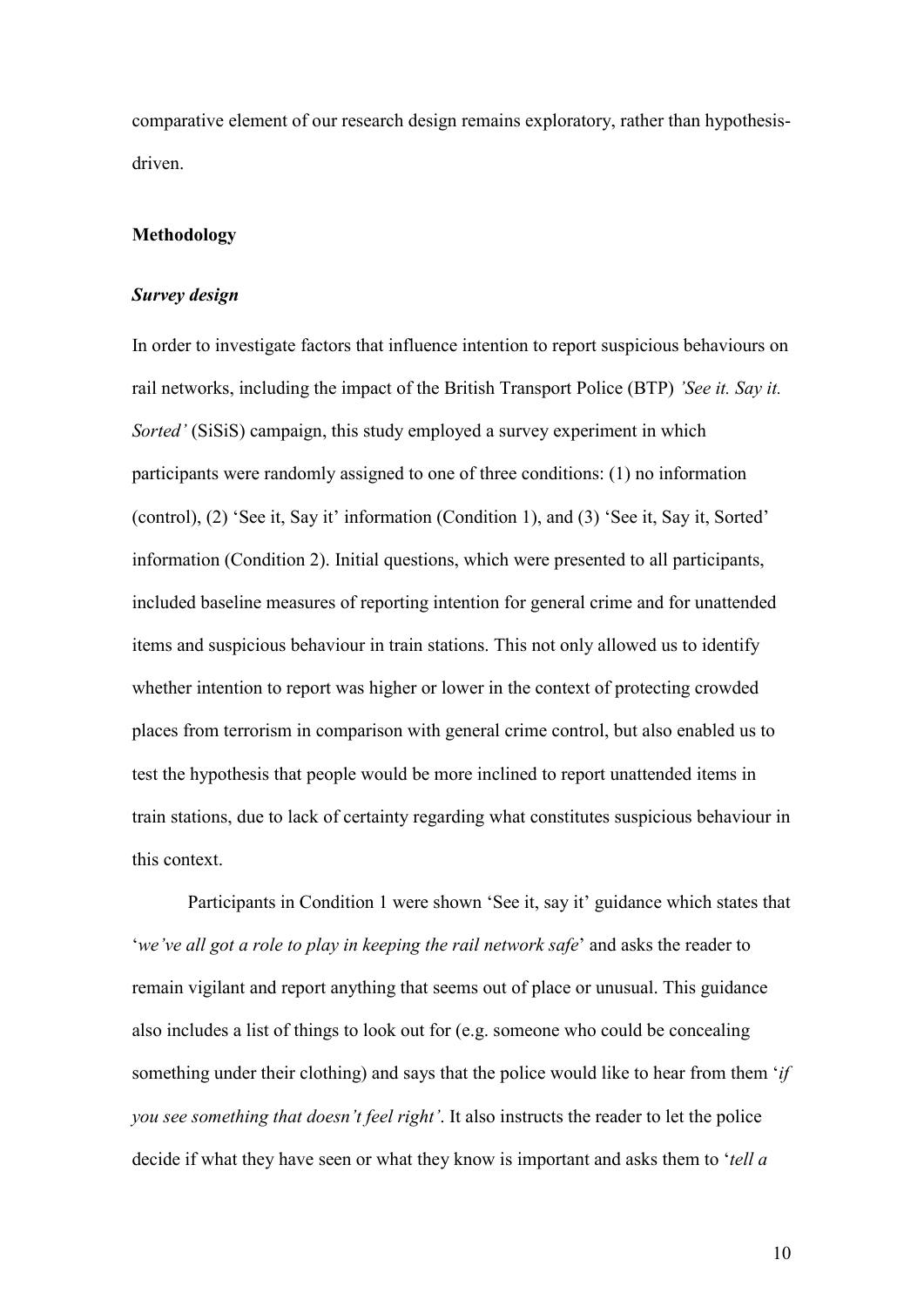comparative element of our research design remains exploratory, rather than hypothesis-driven.

## Methodology

### *Survey design*

In order to investigate factors that influence intention to report suspicious behaviours on rail networks, including the impact of the British Transport Police (BTP) *'See it. Say it. Sorted'* (SiSiS) campaign, this study employed a survey experiment in which participants were randomly assigned to one of three conditions: (1) no information (control), (2) 'See it, Say it' information (Condition 1), and (3) 'See it, Say it, Sorted' information (Condition 2). Initial questions, which were presented to all participants, included baseline measures of reporting intention for general crime and for unattended items and suspicious behaviour in train stations. This not only allowed us to identify whether intention to report was higher or lower in the context of protecting crowded places from terrorism in comparison with general crime control, but also enabled us to test the hypothesis that people would be more inclined to report unattended items in train stations, due to lack of certainty regarding what constitutes suspicious behaviour in this context.

Participants in Condition 1 were shown 'See it, say it' guidance which states that '*we've all got a role to play in keeping the rail network safe*' and asks the reader to remain vigilant and report anything that seems out of place or unusual. This guidance also includes a list of things to look out for (e.g. someone who could be concealing something under their clothing) and says that the police would like to hear from them '*if you see something that doesn't feel right'*. It also instructs the reader to let the police decide if what they have seen or what they know is important and asks them to '*tell a*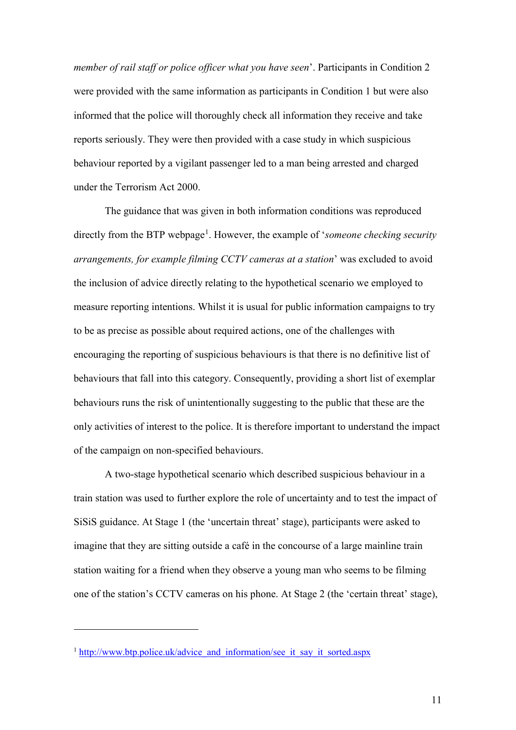*member of rail staff or police officer what you have seen*'. Participants in Condition 2 were provided with the same information as participants in Condition 1 but were also informed that the police will thoroughly check all information they receive and take reports seriously. They were then provided with a case study in which suspicious behaviour reported by a vigilant passenger led to a man being arrested and charged under the Terrorism Act 2000.

The guidance that was given in both information conditions was reproduced directly from the BTP webpage[1]. However, the example of '*someone checking security arrangements, for example filming CCTV cameras at a station*' was excluded to avoid the inclusion of advice directly relating to the hypothetical scenario we employed to measure reporting intentions. Whilst it is usual for public information campaigns to try to be as precise as possible about required actions, one of the challenges with encouraging the reporting of suspicious behaviours is that there is no definitive list of behaviours that fall into this category. Consequently, providing a short list of exemplar behaviours runs the risk of unintentionally suggesting to the public that these are the only activities of interest to the police. It is therefore important to understand the impact of the campaign on non-specified behaviours.

A two-stage hypothetical scenario which described suspicious behaviour in a train station was used to further explore the role of uncertainty and to test the impact of SiSiS guidance. At Stage 1 (the 'uncertain threat' stage), participants were asked to imagine that they are sitting outside a café in the concourse of a large mainline train station waiting for a friend when they observe a young man who seems to be filming one of the station's CCTV cameras on his phone. At Stage 2 (the 'certain threat' stage),

[1] http://www.btp.police.uk/advice_and_information/see_it_say_it_sorted.aspx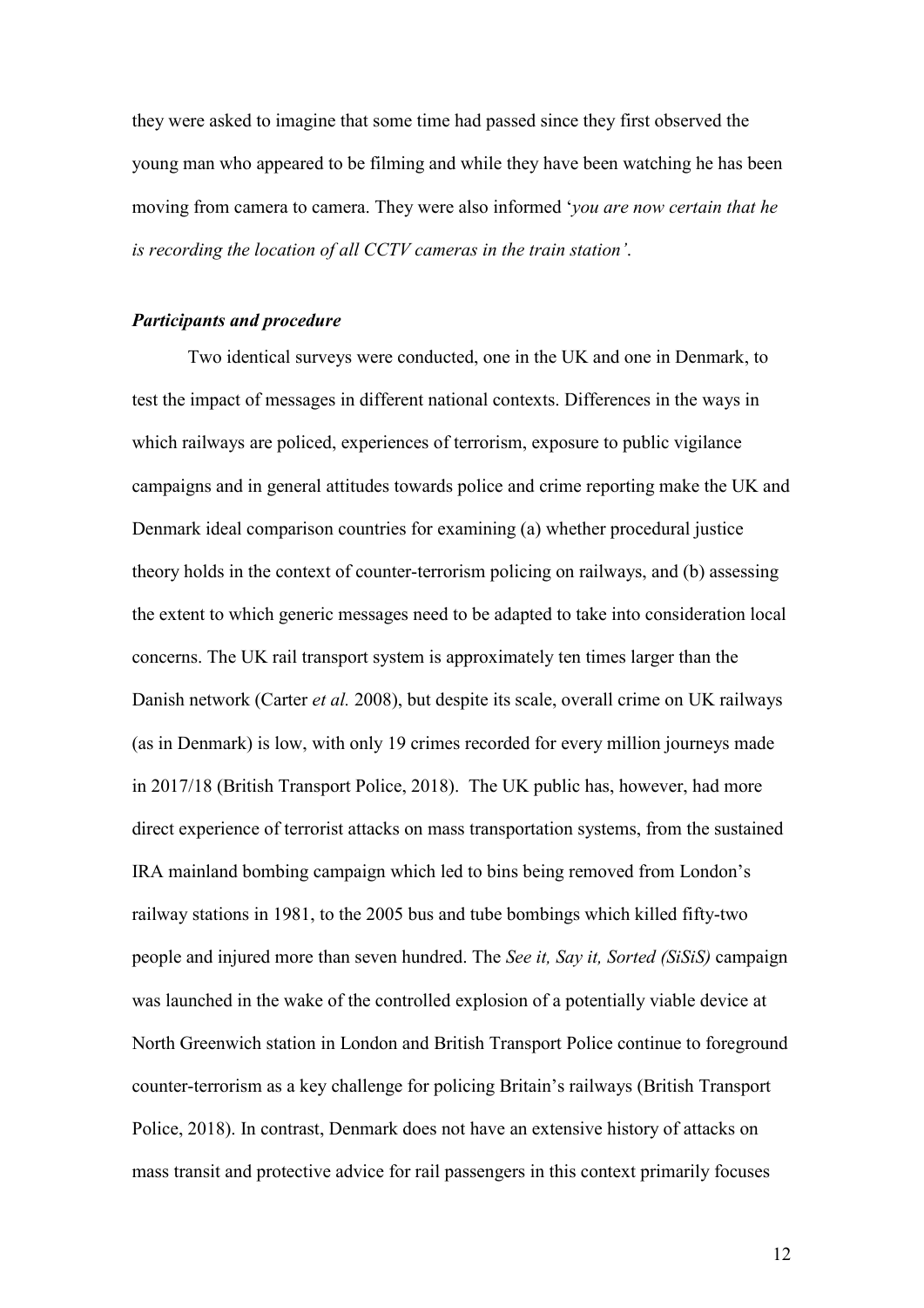they were asked to imagine that some time had passed since they first observed the young man who appeared to be filming and while they have been watching he has been moving from camera to camera. They were also informed '*you are now certain that he is recording the location of all CCTV cameras in the train station'*.

### *Participants and procedure*

Two identical surveys were conducted, one in the UK and one in Denmark, to test the impact of messages in different national contexts. Differences in the ways in which railways are policed, experiences of terrorism, exposure to public vigilance campaigns and in general attitudes towards police and crime reporting make the UK and Denmark ideal comparison countries for examining (a) whether procedural justice theory holds in the context of counter-terrorism policing on railways, and (b) assessing the extent to which generic messages need to be adapted to take into consideration local concerns. The UK rail transport system is approximately ten times larger than the Danish network (Carter *et al.* 2008), but despite its scale, overall crime on UK railways (as in Denmark) is low, with only 19 crimes recorded for every million journeys made in 2017/18 (British Transport Police, 2018). The UK public has, however, had more direct experience of terrorist attacks on mass transportation systems, from the sustained IRA mainland bombing campaign which led to bins being removed from London's railway stations in 1981, to the 2005 bus and tube bombings which killed fifty-two people and injured more than seven hundred. The *See it, Say it, Sorted (SiSiS)* campaign was launched in the wake of the controlled explosion of a potentially viable device at North Greenwich station in London and British Transport Police continue to foreground counter-terrorism as a key challenge for policing Britain's railways (British Transport Police, 2018). In contrast, Denmark does not have an extensive history of attacks on mass transit and protective advice for rail passengers in this context primarily focuses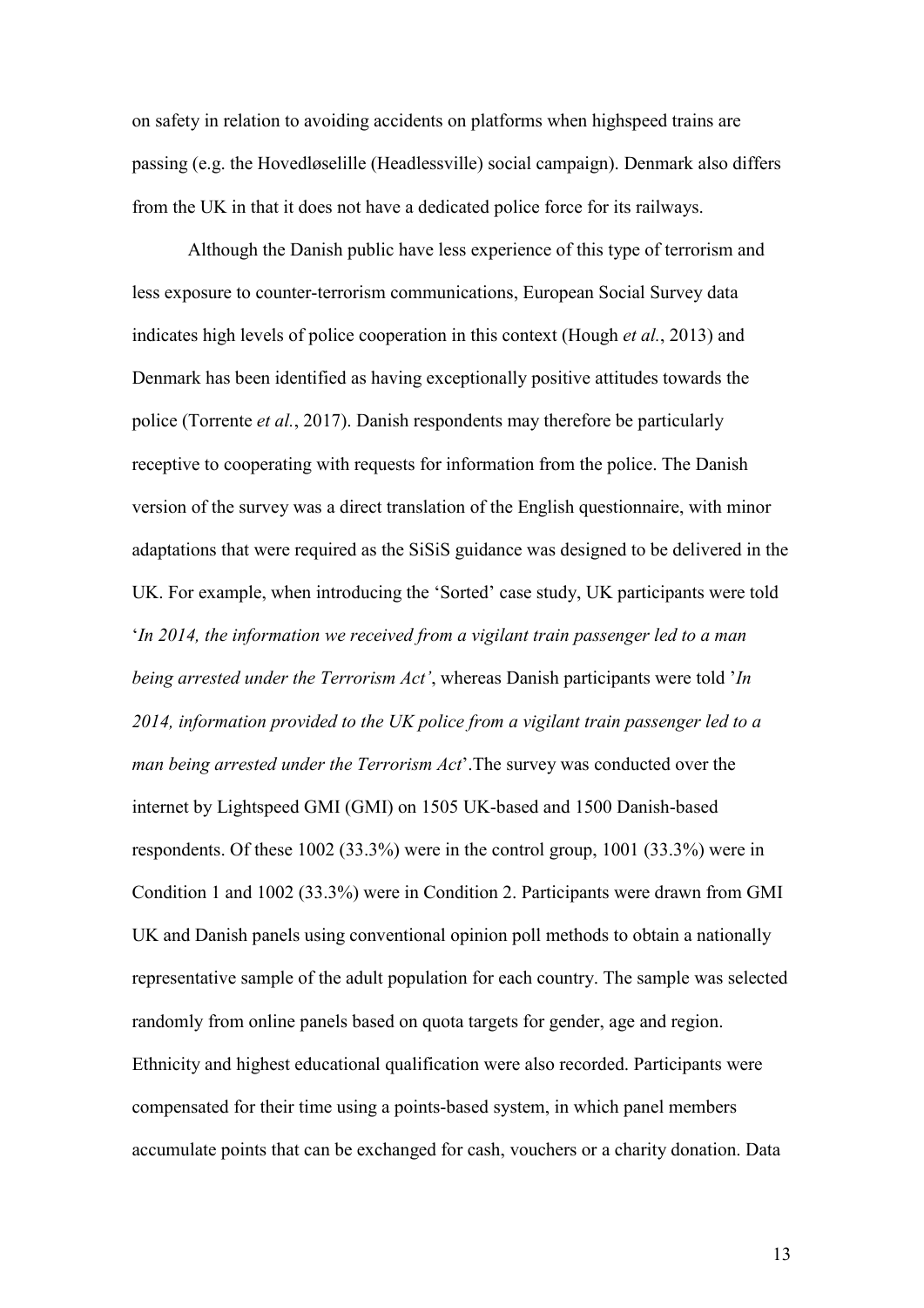on safety in relation to avoiding accidents on platforms when highspeed trains are passing (e.g. the Hovedløselille (Headlessville) social campaign). Denmark also differs from the UK in that it does not have a dedicated police force for its railways.

Although the Danish public have less experience of this type of terrorism and less exposure to counter-terrorism communications, European Social Survey data indicates high levels of police cooperation in this context (Hough *et al.*, 2013) and Denmark has been identified as having exceptionally positive attitudes towards the police (Torrente *et al.*, 2017). Danish respondents may therefore be particularly receptive to cooperating with requests for information from the police. The Danish version of the survey was a direct translation of the English questionnaire, with minor adaptations that were required as the SiSiS guidance was designed to be delivered in the UK. For example, when introducing the 'Sorted' case study, UK participants were told '*In 2014, the information we received from a vigilant train passenger led to a man being arrested under the Terrorism Act'*, whereas Danish participants were told '*In 2014, information provided to the UK police from a vigilant train passenger led to a man being arrested under the Terrorism Act*'.The survey was conducted over the internet by Lightspeed GMI (GMI) on 1505 UK-based and 1500 Danish-based respondents. Of these 1002 (33.3%) were in the control group, 1001 (33.3%) were in Condition 1 and 1002 (33.3%) were in Condition 2. Participants were drawn from GMI UK and Danish panels using conventional opinion poll methods to obtain a nationally representative sample of the adult population for each country. The sample was selected randomly from online panels based on quota targets for gender, age and region. Ethnicity and highest educational qualification were also recorded. Participants were compensated for their time using a points-based system, in which panel members accumulate points that can be exchanged for cash, vouchers or a charity donation. Data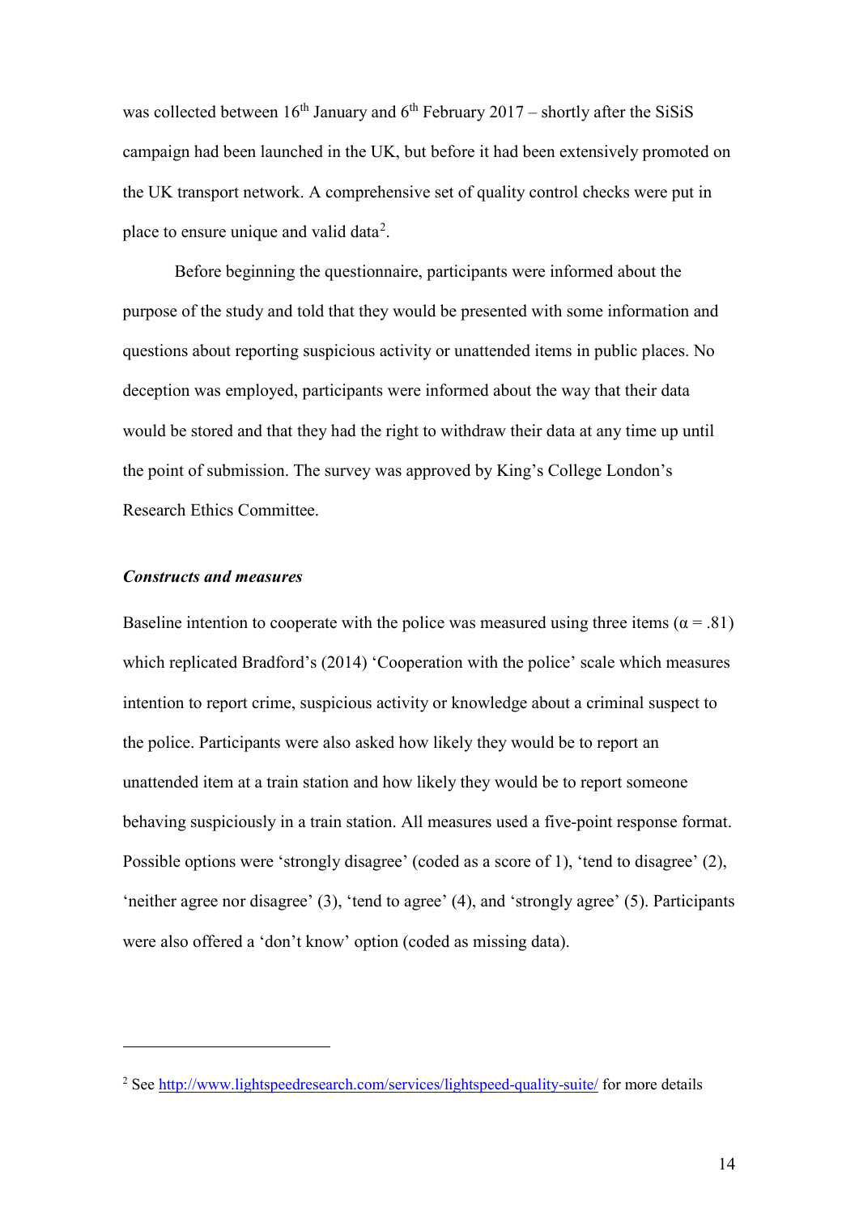was collected between 16th January and 6th February 2017 – shortly after the SiSiS campaign had been launched in the UK, but before it had been extensively promoted on the UK transport network. A comprehensive set of quality control checks were put in place to ensure unique and valid data[2].

Before beginning the questionnaire, participants were informed about the purpose of the study and told that they would be presented with some information and questions about reporting suspicious activity or unattended items in public places. No deception was employed, participants were informed about the way that their data would be stored and that they had the right to withdraw their data at any time up until the point of submission. The survey was approved by King's College London's Research Ethics Committee.

### *Constructs and measures*

Baseline intention to cooperate with the police was measured using three items ($\alpha = .81$) which replicated Bradford's (2014) 'Cooperation with the police' scale which measures intention to report crime, suspicious activity or knowledge about a criminal suspect to the police. Participants were also asked how likely they would be to report an unattended item at a train station and how likely they would be to report someone behaving suspiciously in a train station. All measures used a five-point response format. Possible options were 'strongly disagree' (coded as a score of 1), 'tend to disagree' (2), 'neither agree nor disagree' (3), 'tend to agree' (4), and 'strongly agree' (5). Participants were also offered a 'don't know' option (coded as missing data).

---

[2] See http://www.lightspeedresearch.com/services/lightspeed-quality-suite/ for more details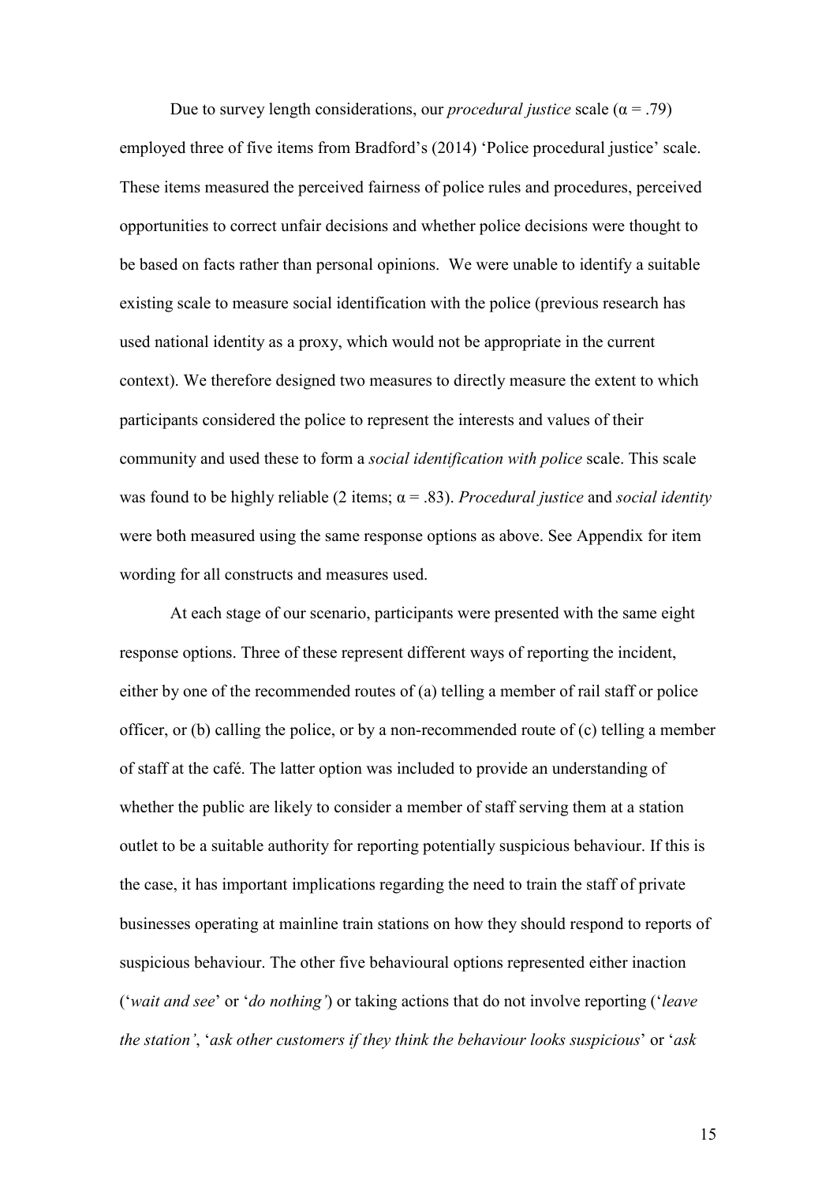Due to survey length considerations, our *procedural justice* scale ($\alpha = .79$) employed three of five items from Bradford's (2014) 'Police procedural justice' scale. These items measured the perceived fairness of police rules and procedures, perceived opportunities to correct unfair decisions and whether police decisions were thought to be based on facts rather than personal opinions. We were unable to identify a suitable existing scale to measure social identification with the police (previous research has used national identity as a proxy, which would not be appropriate in the current context). We therefore designed two measures to directly measure the extent to which participants considered the police to represent the interests and values of their community and used these to form a *social identification with police* scale. This scale was found to be highly reliable (2 items; $\alpha = .83$). *Procedural justice* and *social identity* were both measured using the same response options as above. See Appendix for item wording for all constructs and measures used.

At each stage of our scenario, participants were presented with the same eight response options. Three of these represent different ways of reporting the incident, either by one of the recommended routes of (a) telling a member of rail staff or police officer, or (b) calling the police, or by a non-recommended route of (c) telling a member of staff at the café. The latter option was included to provide an understanding of whether the public are likely to consider a member of staff serving them at a station outlet to be a suitable authority for reporting potentially suspicious behaviour. If this is the case, it has important implications regarding the need to train the staff of private businesses operating at mainline train stations on how they should respond to reports of suspicious behaviour. The other five behavioural options represented either inaction ('*wait and see*' or '*do nothing'*) or taking actions that do not involve reporting ('*leave the station'*, '*ask other customers if they think the behaviour looks suspicious*' or '*ask*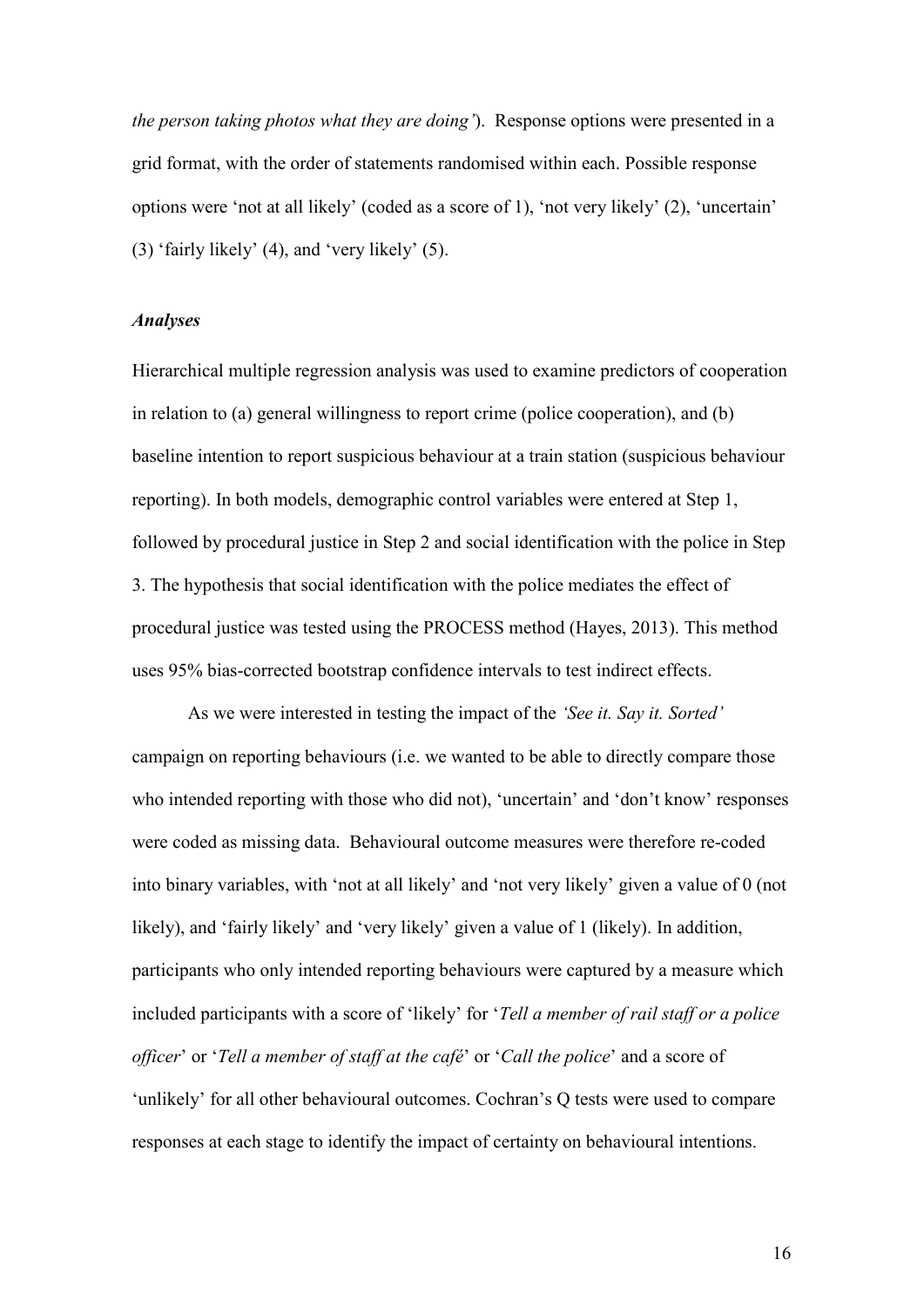*the person taking photos what they are doing'*). Response options were presented in a grid format, with the order of statements randomised within each. Possible response options were 'not at all likely' (coded as a score of 1), 'not very likely' (2), 'uncertain' (3) 'fairly likely' (4), and 'very likely' (5).

### *Analyses*

Hierarchical multiple regression analysis was used to examine predictors of cooperation in relation to (a) general willingness to report crime (police cooperation), and (b) baseline intention to report suspicious behaviour at a train station (suspicious behaviour reporting). In both models, demographic control variables were entered at Step 1, followed by procedural justice in Step 2 and social identification with the police in Step 3. The hypothesis that social identification with the police mediates the effect of procedural justice was tested using the PROCESS method (Hayes, 2013). This method uses 95% bias-corrected bootstrap confidence intervals to test indirect effects.

As we were interested in testing the impact of the *'See it. Say it. Sorted'* campaign on reporting behaviours (i.e. we wanted to be able to directly compare those who intended reporting with those who did not), 'uncertain' and 'don't know' responses were coded as missing data. Behavioural outcome measures were therefore re-coded into binary variables, with 'not at all likely' and 'not very likely' given a value of 0 (not likely), and 'fairly likely' and 'very likely' given a value of 1 (likely). In addition, participants who only intended reporting behaviours were captured by a measure which included participants with a score of 'likely' for '*Tell a member of rail staff or a police officer*' or '*Tell a member of staff at the café*' or '*Call the police*' and a score of 'unlikely' for all other behavioural outcomes. Cochran's Q tests were used to compare responses at each stage to identify the impact of certainty on behavioural intentions.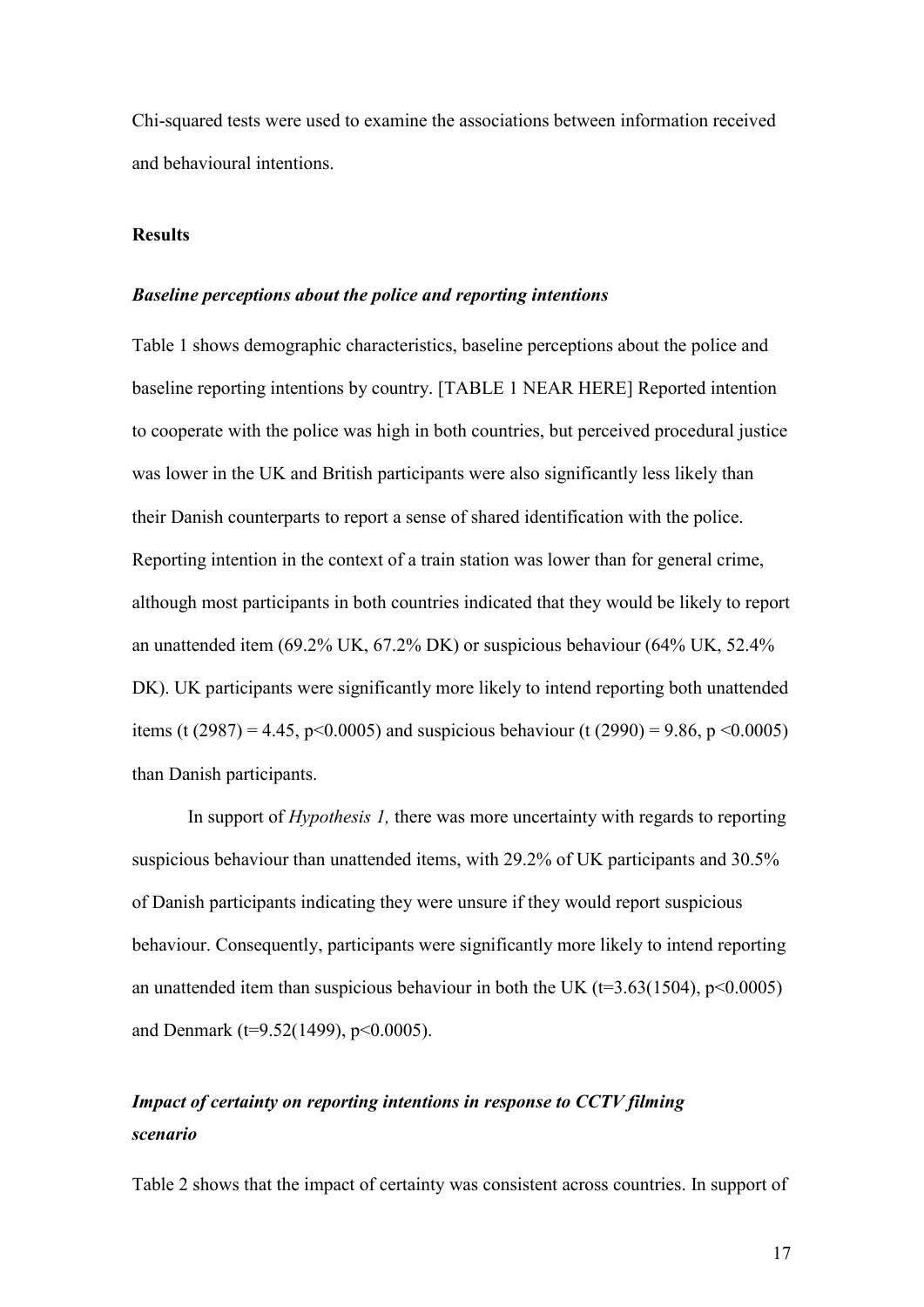Chi-squared tests were used to examine the associations between information received and behavioural intentions.

## Results

### *Baseline perceptions about the police and reporting intentions*

Table 1 shows demographic characteristics, baseline perceptions about the police and baseline reporting intentions by country. [TABLE 1 NEAR HERE] Reported intention to cooperate with the police was high in both countries, but perceived procedural justice was lower in the UK and British participants were also significantly less likely than their Danish counterparts to report a sense of shared identification with the police. Reporting intention in the context of a train station was lower than for general crime, although most participants in both countries indicated that they would be likely to report an unattended item (69.2% UK, 67.2% DK) or suspicious behaviour (64% UK, 52.4% DK). UK participants were significantly more likely to intend reporting both unattended items ($t\ (2987) = 4.45$, $p<0.0005$) and suspicious behaviour ($t\ (2990) = 9.86$, $p <0.0005$) than Danish participants.

In support of *Hypothesis 1,* there was more uncertainty with regards to reporting suspicious behaviour than unattended items, with 29.2% of UK participants and 30.5% of Danish participants indicating they were unsure if they would report suspicious behaviour. Consequently, participants were significantly more likely to intend reporting an unattended item than suspicious behaviour in both the UK ($t=3.63(1504)$, $p<0.0005$) and Denmark ($t=9.52(1499)$, $p<0.0005$).

### *Impact of certainty on reporting intentions in response to CCTV filming scenario*

Table 2 shows that the impact of certainty was consistent across countries. In support of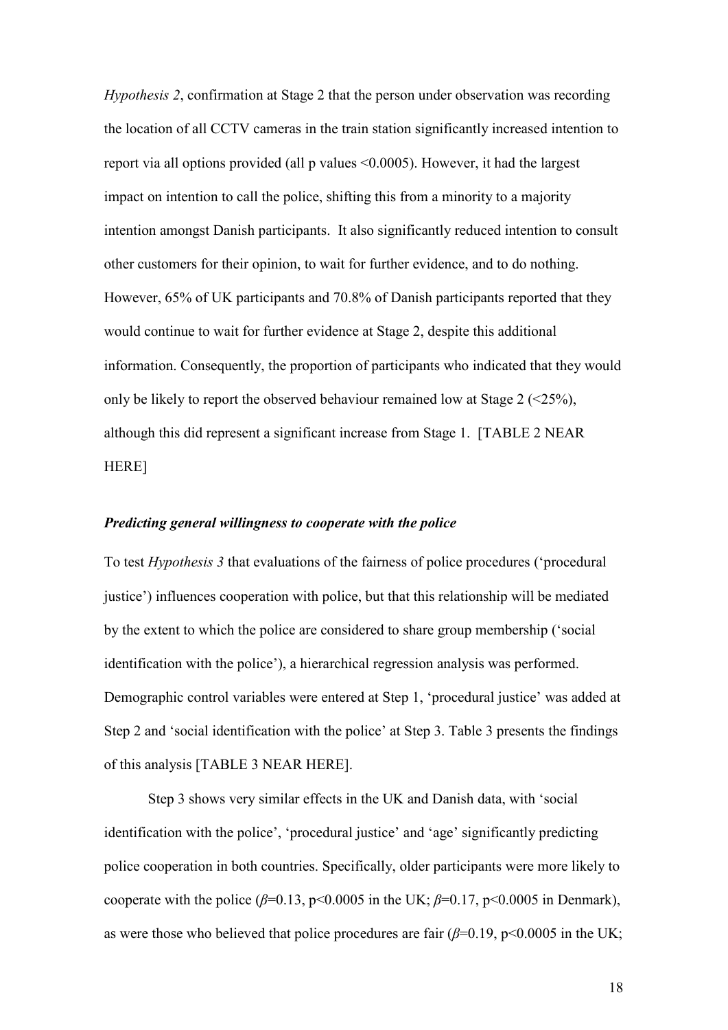*Hypothesis 2*, confirmation at Stage 2 that the person under observation was recording the location of all CCTV cameras in the train station significantly increased intention to report via all options provided (all p values $<0.0005$). However, it had the largest impact on intention to call the police, shifting this from a minority to a majority intention amongst Danish participants. It also significantly reduced intention to consult other customers for their opinion, to wait for further evidence, and to do nothing. However, 65% of UK participants and 70.8% of Danish participants reported that they would continue to wait for further evidence at Stage 2, despite this additional information. Consequently, the proportion of participants who indicated that they would only be likely to report the observed behaviour remained low at Stage 2 (<25%), although this did represent a significant increase from Stage 1. [TABLE 2 NEAR HERE]

### *Predicting general willingness to cooperate with the police*

To test *Hypothesis 3* that evaluations of the fairness of police procedures ('procedural justice') influences cooperation with police, but that this relationship will be mediated by the extent to which the police are considered to share group membership ('social identification with the police'), a hierarchical regression analysis was performed. Demographic control variables were entered at Step 1, 'procedural justice' was added at Step 2 and 'social identification with the police' at Step 3. Table 3 presents the findings of this analysis [TABLE 3 NEAR HERE].

Step 3 shows very similar effects in the UK and Danish data, with 'social identification with the police', 'procedural justice' and 'age' significantly predicting police cooperation in both countries. Specifically, older participants were more likely to cooperate with the police ($\beta$=0.13, $p<0.0005$ in the UK; $\beta$=0.17, $p<0.0005$ in Denmark), as were those who believed that police procedures are fair ($\beta$=0.19, $p<0.0005$ in the UK;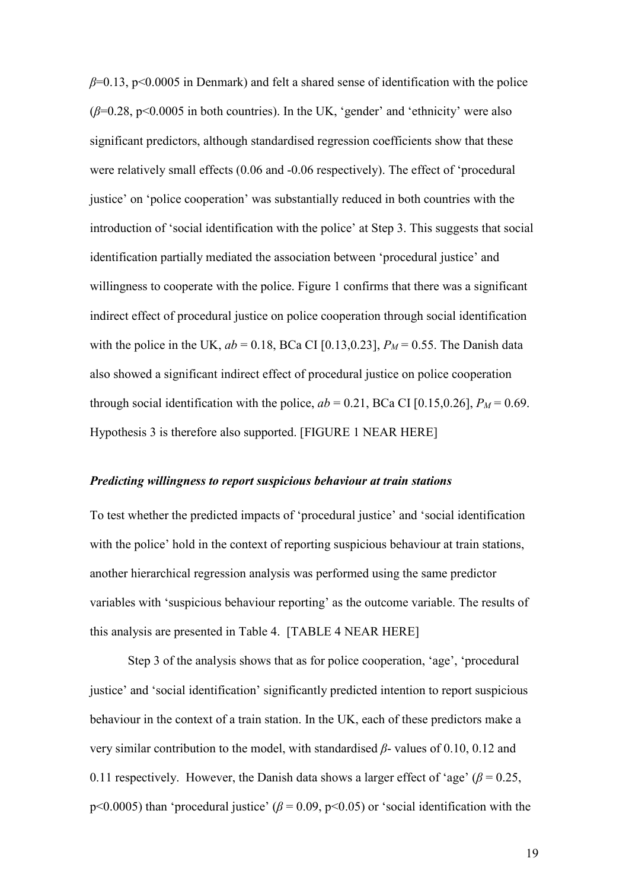$\beta$=0.13, p<0.0005 in Denmark) and felt a shared sense of identification with the police ($\beta$=0.28, p<0.0005 in both countries). In the UK, 'gender' and 'ethnicity' were also significant predictors, although standardised regression coefficients show that these were relatively small effects (0.06 and -0.06 respectively). The effect of 'procedural justice' on 'police cooperation' was substantially reduced in both countries with the introduction of 'social identification with the police' at Step 3. This suggests that social identification partially mediated the association between 'procedural justice' and willingness to cooperate with the police. Figure 1 confirms that there was a significant indirect effect of procedural justice on police cooperation through social identification with the police in the UK, $ab$ = 0.18, BCa CI [0.13,0.23], $P_M$ = 0.55. The Danish data also showed a significant indirect effect of procedural justice on police cooperation through social identification with the police, $ab$ = 0.21, BCa CI [0.15,0.26], $P_M$ = 0.69. Hypothesis 3 is therefore also supported. [FIGURE 1 NEAR HERE]

### *Predicting willingness to report suspicious behaviour at train stations*

To test whether the predicted impacts of 'procedural justice' and 'social identification with the police' hold in the context of reporting suspicious behaviour at train stations, another hierarchical regression analysis was performed using the same predictor variables with 'suspicious behaviour reporting' as the outcome variable. The results of this analysis are presented in Table 4. [TABLE 4 NEAR HERE]

Step 3 of the analysis shows that as for police cooperation, 'age', 'procedural justice' and 'social identification' significantly predicted intention to report suspicious behaviour in the context of a train station. In the UK, each of these predictors make a very similar contribution to the model, with standardised $\beta$- values of 0.10, 0.12 and 0.11 respectively. However, the Danish data shows a larger effect of 'age' ($\beta$ = 0.25, p<0.0005) than 'procedural justice' ($\beta$ = 0.09, p<0.05) or 'social identification with the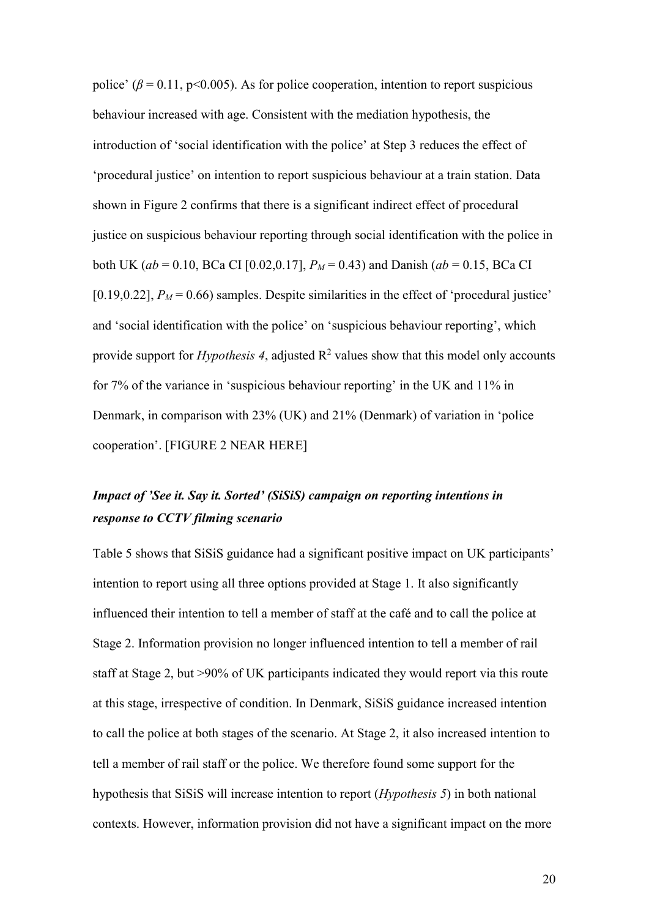police' ($\beta = 0.11$, $p<0.005$). As for police cooperation, intention to report suspicious behaviour increased with age. Consistent with the mediation hypothesis, the introduction of 'social identification with the police' at Step 3 reduces the effect of 'procedural justice' on intention to report suspicious behaviour at a train station. Data shown in Figure 2 confirms that there is a significant indirect effect of procedural justice on suspicious behaviour reporting through social identification with the police in both UK ($ab = 0.10$, BCa CI [0.02,0.17], $P_M = 0.43$) and Danish ($ab = 0.15$, BCa CI [0.19,0.22], $P_M = 0.66$) samples. Despite similarities in the effect of 'procedural justice' and 'social identification with the police' on 'suspicious behaviour reporting', which provide support for *Hypothesis 4*, adjusted $R^2$ values show that this model only accounts for 7% of the variance in 'suspicious behaviour reporting' in the UK and 11% in Denmark, in comparison with 23% (UK) and 21% (Denmark) of variation in 'police cooperation'. [FIGURE 2 NEAR HERE]

### *Impact of 'See it. Say it. Sorted' (SiSiS) campaign on reporting intentions in response to CCTV filming scenario*

Table 5 shows that SiSiS guidance had a significant positive impact on UK participants' intention to report using all three options provided at Stage 1. It also significantly influenced their intention to tell a member of staff at the café and to call the police at Stage 2. Information provision no longer influenced intention to tell a member of rail staff at Stage 2, but >90% of UK participants indicated they would report via this route at this stage, irrespective of condition. In Denmark, SiSiS guidance increased intention to call the police at both stages of the scenario. At Stage 2, it also increased intention to tell a member of rail staff or the police. We therefore found some support for the hypothesis that SiSiS will increase intention to report (*Hypothesis 5*) in both national contexts. However, information provision did not have a significant impact on the more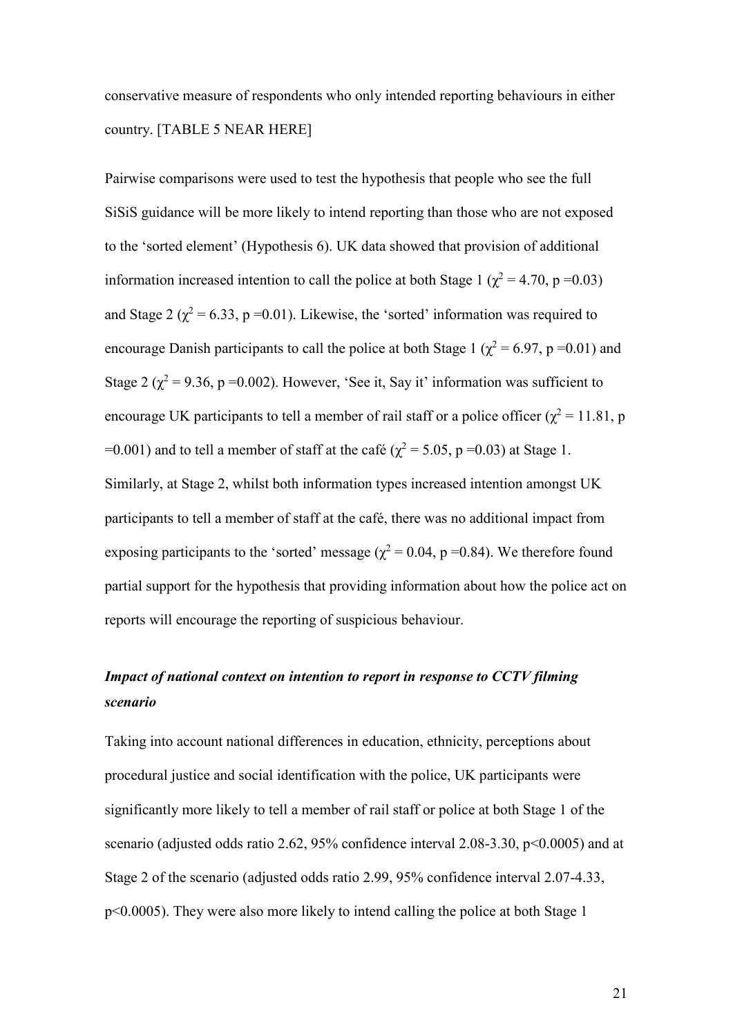conservative measure of respondents who only intended reporting behaviours in either country. [TABLE 5 NEAR HERE]

Pairwise comparisons were used to test the hypothesis that people who see the full SiSiS guidance will be more likely to intend reporting than those who are not exposed to the 'sorted element' (Hypothesis 6). UK data showed that provision of additional information increased intention to call the police at both Stage 1 ($\chi^2 = 4.70$, $p = 0.03$) and Stage 2 ($\chi^2 = 6.33$, $p = 0.01$). Likewise, the 'sorted' information was required to encourage Danish participants to call the police at both Stage 1 ($\chi^2 = 6.97$, $p = 0.01$) and Stage 2 ($\chi^2 = 9.36$, $p = 0.002$). However, 'See it, Say it' information was sufficient to encourage UK participants to tell a member of rail staff or a police officer ($\chi^2 = 11.81$, $p = 0.001$) and to tell a member of staff at the café ($\chi^2 = 5.05$, $p = 0.03$) at Stage 1. Similarly, at Stage 2, whilst both information types increased intention amongst UK participants to tell a member of staff at the café, there was no additional impact from exposing participants to the 'sorted' message ($\chi^2 = 0.04$, $p = 0.84$). We therefore found partial support for the hypothesis that providing information about how the police act on reports will encourage the reporting of suspicious behaviour.

### *Impact of national context on intention to report in response to CCTV filming scenario*

Taking into account national differences in education, ethnicity, perceptions about procedural justice and social identification with the police, UK participants were significantly more likely to tell a member of rail staff or police at both Stage 1 of the scenario (adjusted odds ratio 2.62, 95% confidence interval 2.08-3.30, $p < 0.0005$) and at Stage 2 of the scenario (adjusted odds ratio 2.99, 95% confidence interval 2.07-4.33, $p < 0.0005$). They were also more likely to intend calling the police at both Stage 1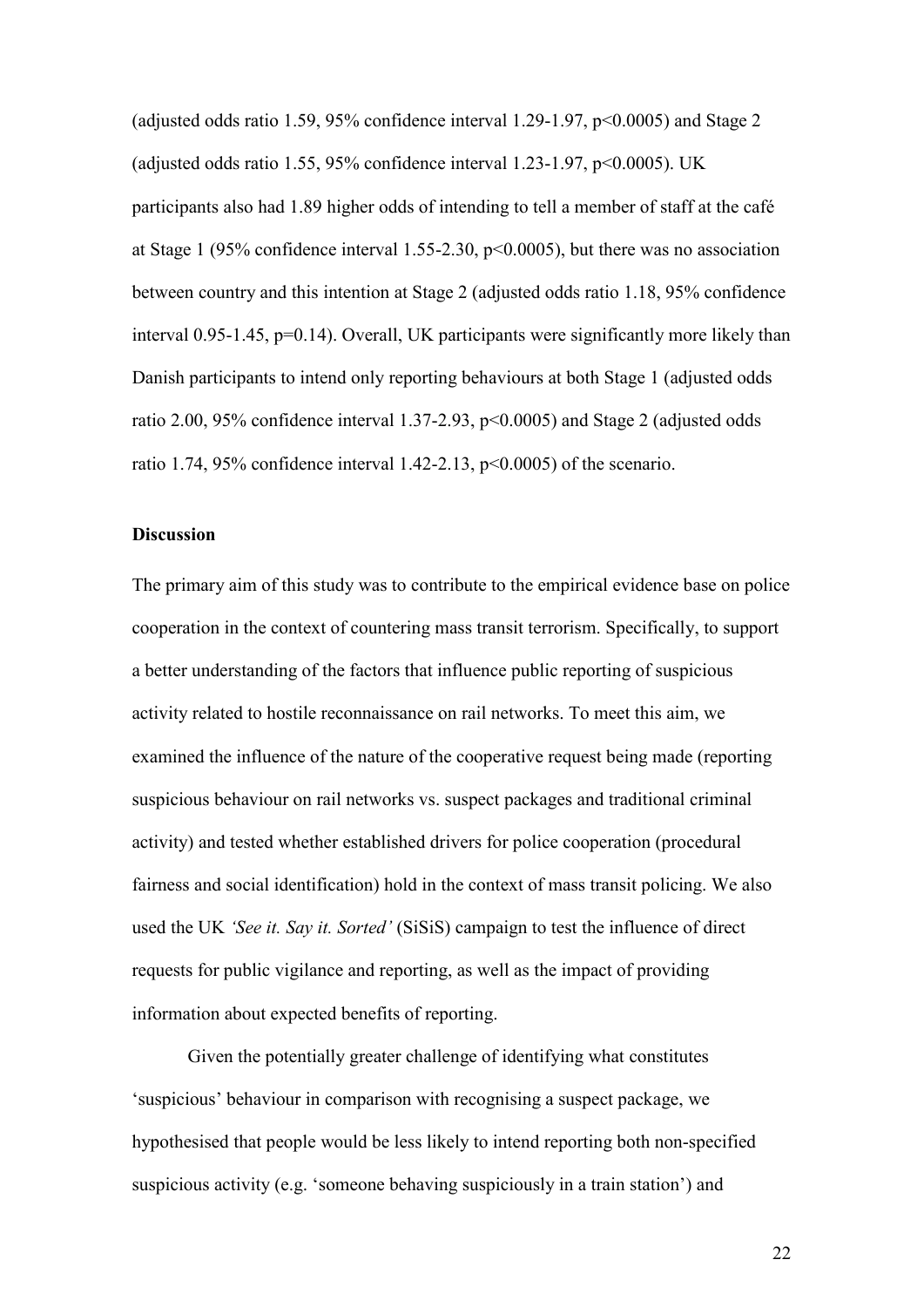(adjusted odds ratio 1.59, 95% confidence interval 1.29-1.97, $p<0.0005$) and Stage 2 (adjusted odds ratio 1.55, 95% confidence interval 1.23-1.97, $p<0.0005$). UK participants also had 1.89 higher odds of intending to tell a member of staff at the café at Stage 1 (95% confidence interval 1.55-2.30, $p<0.0005$), but there was no association between country and this intention at Stage 2 (adjusted odds ratio 1.18, 95% confidence interval 0.95-1.45, $p=0.14$). Overall, UK participants were significantly more likely than Danish participants to intend only reporting behaviours at both Stage 1 (adjusted odds ratio 2.00, 95% confidence interval 1.37-2.93, $p<0.0005$) and Stage 2 (adjusted odds ratio 1.74, 95% confidence interval 1.42-2.13, $p<0.0005$) of the scenario.

## Discussion

The primary aim of this study was to contribute to the empirical evidence base on police cooperation in the context of countering mass transit terrorism. Specifically, to support a better understanding of the factors that influence public reporting of suspicious activity related to hostile reconnaissance on rail networks. To meet this aim, we examined the influence of the nature of the cooperative request being made (reporting suspicious behaviour on rail networks vs. suspect packages and traditional criminal activity) and tested whether established drivers for police cooperation (procedural fairness and social identification) hold in the context of mass transit policing. We also used the UK *'See it. Say it. Sorted'* (SiSiS) campaign to test the influence of direct requests for public vigilance and reporting, as well as the impact of providing information about expected benefits of reporting.

Given the potentially greater challenge of identifying what constitutes 'suspicious' behaviour in comparison with recognising a suspect package, we hypothesised that people would be less likely to intend reporting both non-specified suspicious activity (e.g. 'someone behaving suspiciously in a train station') and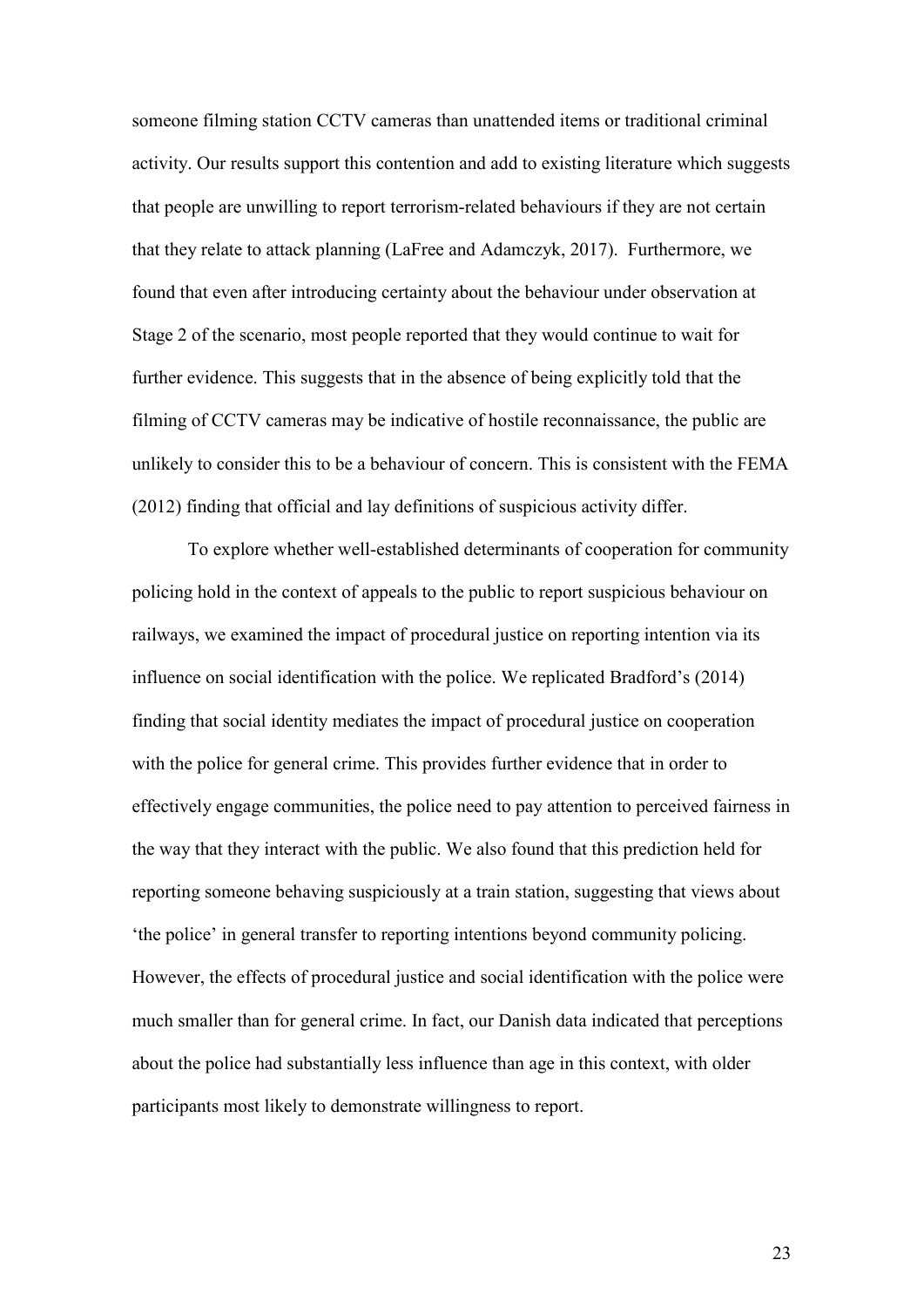someone filming station CCTV cameras than unattended items or traditional criminal activity. Our results support this contention and add to existing literature which suggests that people are unwilling to report terrorism-related behaviours if they are not certain that they relate to attack planning (LaFree and Adamczyk, 2017). Furthermore, we found that even after introducing certainty about the behaviour under observation at Stage 2 of the scenario, most people reported that they would continue to wait for further evidence. This suggests that in the absence of being explicitly told that the filming of CCTV cameras may be indicative of hostile reconnaissance, the public are unlikely to consider this to be a behaviour of concern. This is consistent with the FEMA (2012) finding that official and lay definitions of suspicious activity differ.

To explore whether well-established determinants of cooperation for community policing hold in the context of appeals to the public to report suspicious behaviour on railways, we examined the impact of procedural justice on reporting intention via its influence on social identification with the police. We replicated Bradford's (2014) finding that social identity mediates the impact of procedural justice on cooperation with the police for general crime. This provides further evidence that in order to effectively engage communities, the police need to pay attention to perceived fairness in the way that they interact with the public. We also found that this prediction held for reporting someone behaving suspiciously at a train station, suggesting that views about 'the police' in general transfer to reporting intentions beyond community policing. However, the effects of procedural justice and social identification with the police were much smaller than for general crime. In fact, our Danish data indicated that perceptions about the police had substantially less influence than age in this context, with older participants most likely to demonstrate willingness to report.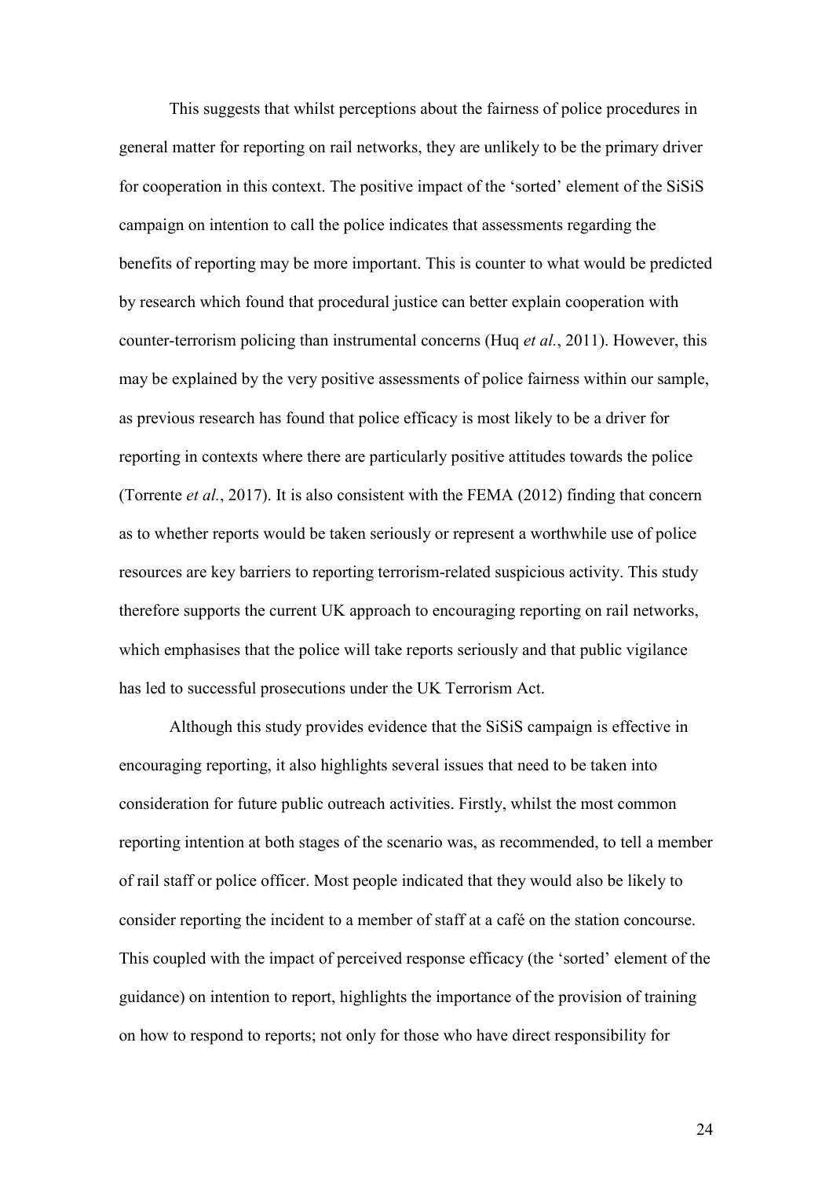This suggests that whilst perceptions about the fairness of police procedures in general matter for reporting on rail networks, they are unlikely to be the primary driver for cooperation in this context. The positive impact of the 'sorted' element of the SiSiS campaign on intention to call the police indicates that assessments regarding the benefits of reporting may be more important. This is counter to what would be predicted by research which found that procedural justice can better explain cooperation with counter-terrorism policing than instrumental concerns (Huq *et al.*, 2011). However, this may be explained by the very positive assessments of police fairness within our sample, as previous research has found that police efficacy is most likely to be a driver for reporting in contexts where there are particularly positive attitudes towards the police (Torrente *et al.*, 2017). It is also consistent with the FEMA (2012) finding that concern as to whether reports would be taken seriously or represent a worthwhile use of police resources are key barriers to reporting terrorism-related suspicious activity. This study therefore supports the current UK approach to encouraging reporting on rail networks, which emphasises that the police will take reports seriously and that public vigilance has led to successful prosecutions under the UK Terrorism Act.

Although this study provides evidence that the SiSiS campaign is effective in encouraging reporting, it also highlights several issues that need to be taken into consideration for future public outreach activities. Firstly, whilst the most common reporting intention at both stages of the scenario was, as recommended, to tell a member of rail staff or police officer. Most people indicated that they would also be likely to consider reporting the incident to a member of staff at a café on the station concourse. This coupled with the impact of perceived response efficacy (the 'sorted' element of the guidance) on intention to report, highlights the importance of the provision of training on how to respond to reports; not only for those who have direct responsibility for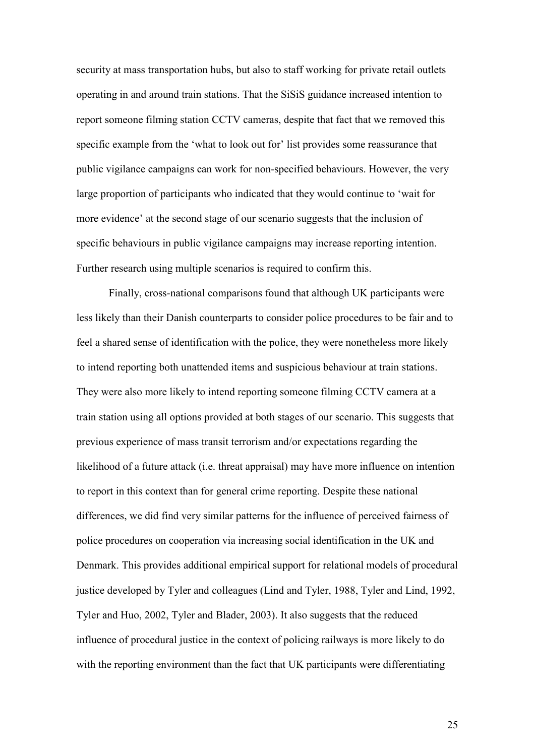security at mass transportation hubs, but also to staff working for private retail outlets operating in and around train stations. That the SiSiS guidance increased intention to report someone filming station CCTV cameras, despite that fact that we removed this specific example from the 'what to look out for' list provides some reassurance that public vigilance campaigns can work for non-specified behaviours. However, the very large proportion of participants who indicated that they would continue to 'wait for more evidence' at the second stage of our scenario suggests that the inclusion of specific behaviours in public vigilance campaigns may increase reporting intention. Further research using multiple scenarios is required to confirm this.

Finally, cross-national comparisons found that although UK participants were less likely than their Danish counterparts to consider police procedures to be fair and to feel a shared sense of identification with the police, they were nonetheless more likely to intend reporting both unattended items and suspicious behaviour at train stations. They were also more likely to intend reporting someone filming CCTV camera at a train station using all options provided at both stages of our scenario. This suggests that previous experience of mass transit terrorism and/or expectations regarding the likelihood of a future attack (i.e. threat appraisal) may have more influence on intention to report in this context than for general crime reporting. Despite these national differences, we did find very similar patterns for the influence of perceived fairness of police procedures on cooperation via increasing social identification in the UK and Denmark. This provides additional empirical support for relational models of procedural justice developed by Tyler and colleagues (Lind and Tyler, 1988, Tyler and Lind, 1992, Tyler and Huo, 2002, Tyler and Blader, 2003). It also suggests that the reduced influence of procedural justice in the context of policing railways is more likely to do with the reporting environment than the fact that UK participants were differentiating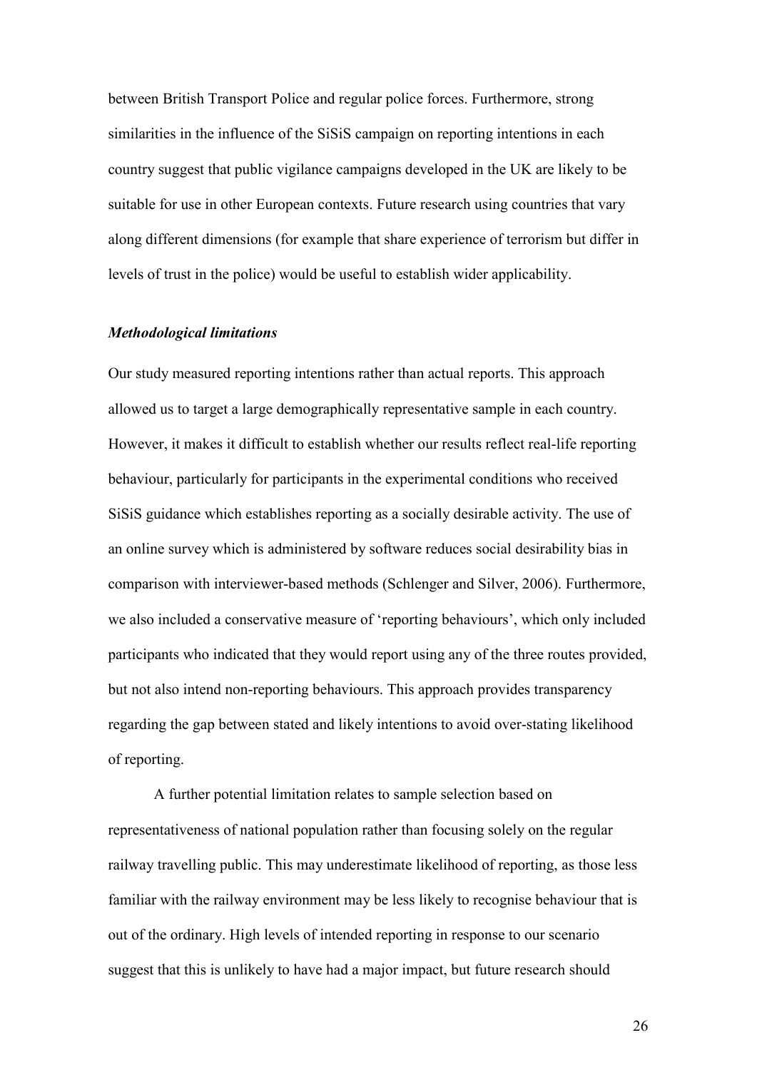between British Transport Police and regular police forces. Furthermore, strong similarities in the influence of the SiSiS campaign on reporting intentions in each country suggest that public vigilance campaigns developed in the UK are likely to be suitable for use in other European contexts. Future research using countries that vary along different dimensions (for example that share experience of terrorism but differ in levels of trust in the police) would be useful to establish wider applicability.

### *Methodological limitations*

Our study measured reporting intentions rather than actual reports. This approach allowed us to target a large demographically representative sample in each country. However, it makes it difficult to establish whether our results reflect real-life reporting behaviour, particularly for participants in the experimental conditions who received SiSiS guidance which establishes reporting as a socially desirable activity. The use of an online survey which is administered by software reduces social desirability bias in comparison with interviewer-based methods (Schlenger and Silver, 2006). Furthermore, we also included a conservative measure of 'reporting behaviours', which only included participants who indicated that they would report using any of the three routes provided, but not also intend non-reporting behaviours. This approach provides transparency regarding the gap between stated and likely intentions to avoid over-stating likelihood of reporting.

A further potential limitation relates to sample selection based on representativeness of national population rather than focusing solely on the regular railway travelling public. This may underestimate likelihood of reporting, as those less familiar with the railway environment may be less likely to recognise behaviour that is out of the ordinary. High levels of intended reporting in response to our scenario suggest that this is unlikely to have had a major impact, but future research should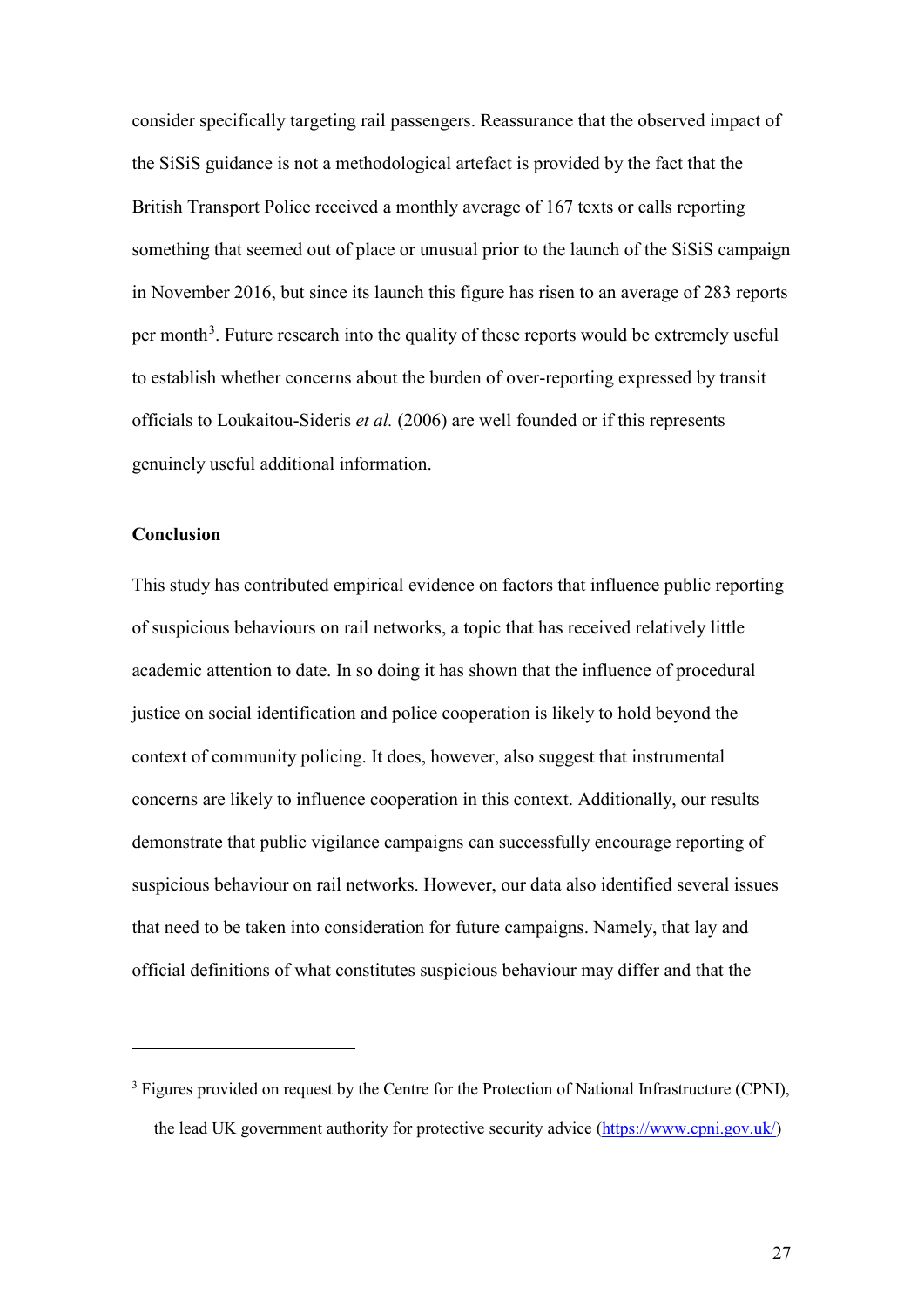consider specifically targeting rail passengers. Reassurance that the observed impact of the SiSiS guidance is not a methodological artefact is provided by the fact that the British Transport Police received a monthly average of 167 texts or calls reporting something that seemed out of place or unusual prior to the launch of the SiSiS campaign in November 2016, but since its launch this figure has risen to an average of 283 reports per month[3]. Future research into the quality of these reports would be extremely useful to establish whether concerns about the burden of over-reporting expressed by transit officials to Loukaitou-Sideris *et al.* (2006) are well founded or if this represents genuinely useful additional information.

**Conclusion**

This study has contributed empirical evidence on factors that influence public reporting of suspicious behaviours on rail networks, a topic that has received relatively little academic attention to date. In so doing it has shown that the influence of procedural justice on social identification and police cooperation is likely to hold beyond the context of community policing. It does, however, also suggest that instrumental concerns are likely to influence cooperation in this context. Additionally, our results demonstrate that public vigilance campaigns can successfully encourage reporting of suspicious behaviour on rail networks. However, our data also identified several issues that need to be taken into consideration for future campaigns. Namely, that lay and official definitions of what constitutes suspicious behaviour may differ and that the

---

[3] Figures provided on request by the Centre for the Protection of National Infrastructure (CPNI), the lead UK government authority for protective security advice (https://www.cpni.gov.uk/)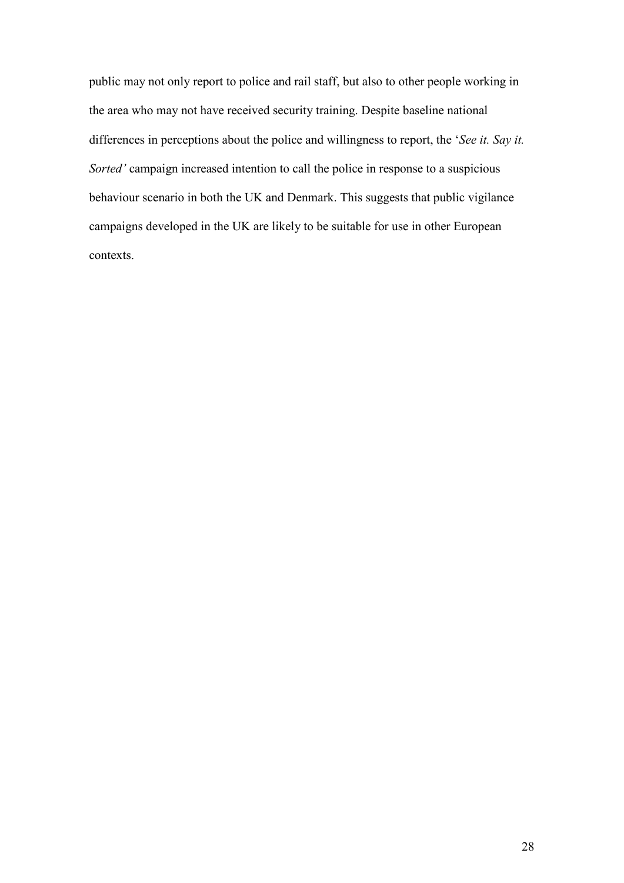public may not only report to police and rail staff, but also to other people working in the area who may not have received security training. Despite baseline national differences in perceptions about the police and willingness to report, the '*See it. Say it. Sorted'* campaign increased intention to call the police in response to a suspicious behaviour scenario in both the UK and Denmark. This suggests that public vigilance campaigns developed in the UK are likely to be suitable for use in other European contexts.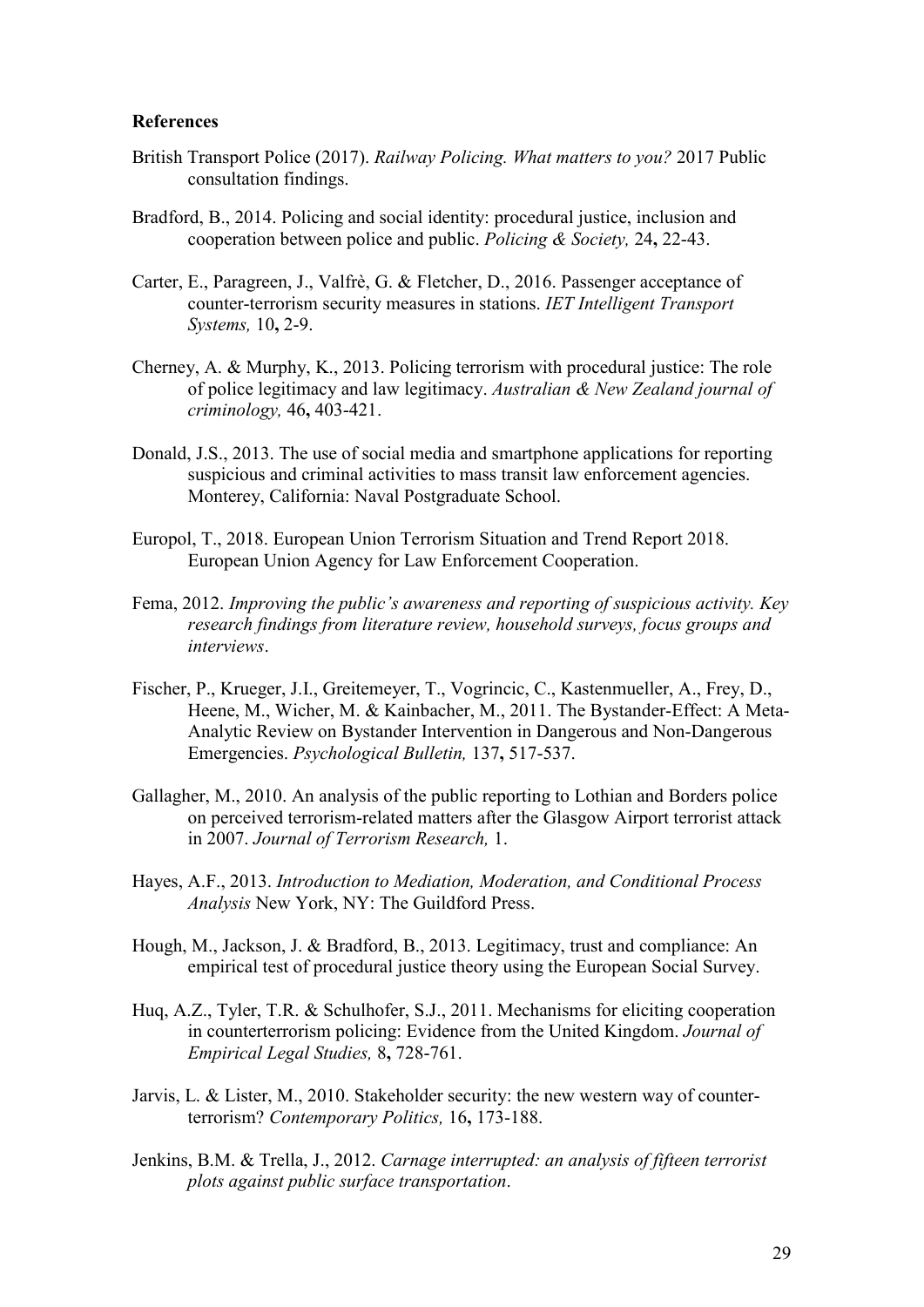**References**

British Transport Police (2017). *Railway Policing. What matters to you?* 2017 Public consultation findings.

Bradford, B., 2014. Policing and social identity: procedural justice, inclusion and cooperation between police and public. *Policing & Society,* 24**,** 22-43.

Carter, E., Paragreen, J., Valfrè, G. & Fletcher, D., 2016. Passenger acceptance of counter-terrorism security measures in stations. *IET Intelligent Transport Systems,* 10**,** 2-9.

Cherney, A. & Murphy, K., 2013. Policing terrorism with procedural justice: The role of police legitimacy and law legitimacy. *Australian & New Zealand journal of criminology,* 46**,** 403-421.

Donald, J.S., 2013. The use of social media and smartphone applications for reporting suspicious and criminal activities to mass transit law enforcement agencies. Monterey, California: Naval Postgraduate School.

Europol, T., 2018. European Union Terrorism Situation and Trend Report 2018. European Union Agency for Law Enforcement Cooperation.

Fema, 2012. *Improving the public's awareness and reporting of suspicious activity. Key research findings from literature review, household surveys, focus groups and interviews*.

Fischer, P., Krueger, J.I., Greitemeyer, T., Vogrincic, C., Kastenmueller, A., Frey, D., Heene, M., Wicher, M. & Kainbacher, M., 2011. The Bystander-Effect: A Meta-Analytic Review on Bystander Intervention in Dangerous and Non-Dangerous Emergencies. *Psychological Bulletin,* 137**,** 517-537.

Gallagher, M., 2010. An analysis of the public reporting to Lothian and Borders police on perceived terrorism-related matters after the Glasgow Airport terrorist attack in 2007. *Journal of Terrorism Research,* 1.

Hayes, A.F., 2013. *Introduction to Mediation, Moderation, and Conditional Process Analysis* New York, NY: The Guildford Press.

Hough, M., Jackson, J. & Bradford, B., 2013. Legitimacy, trust and compliance: An empirical test of procedural justice theory using the European Social Survey.

Huq, A.Z., Tyler, T.R. & Schulhofer, S.J., 2011. Mechanisms for eliciting cooperation in counterterrorism policing: Evidence from the United Kingdom. *Journal of Empirical Legal Studies,* 8**,** 728-761.

Jarvis, L. & Lister, M., 2010. Stakeholder security: the new western way of counter-terrorism? *Contemporary Politics,* 16**,** 173-188.

Jenkins, B.M. & Trella, J., 2012. *Carnage interrupted: an analysis of fifteen terrorist plots against public surface transportation*.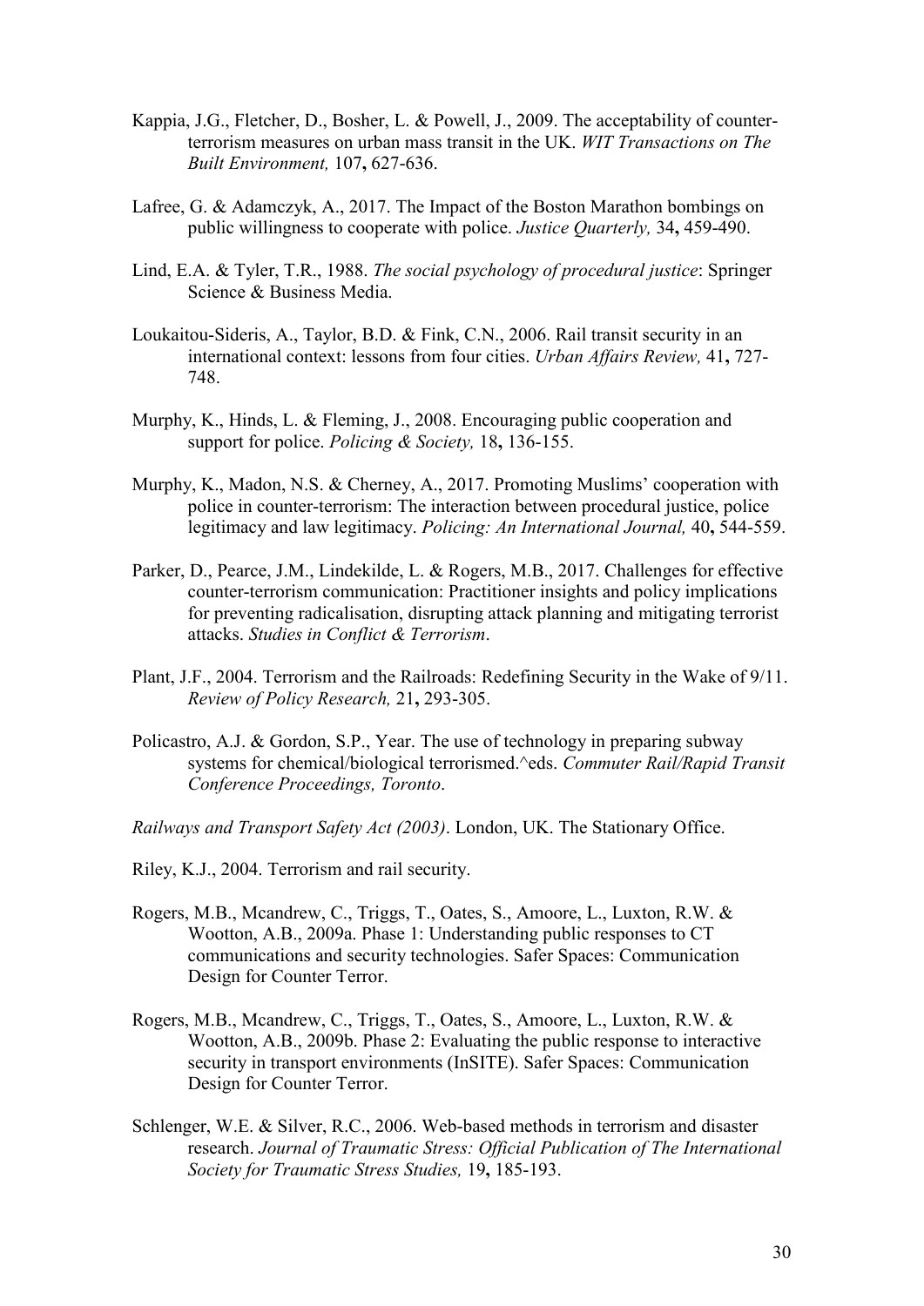Kappia, J.G., Fletcher, D., Bosher, L. & Powell, J., 2009. The acceptability of counter-terrorism measures on urban mass transit in the UK. *WIT Transactions on The Built Environment,* 107**,** 627-636.

Lafree, G. & Adamczyk, A., 2017. The Impact of the Boston Marathon bombings on public willingness to cooperate with police. *Justice Quarterly,* 34**,** 459-490.

Lind, E.A. & Tyler, T.R., 1988. *The social psychology of procedural justice*: Springer Science & Business Media.

Loukaitou-Sideris, A., Taylor, B.D. & Fink, C.N., 2006. Rail transit security in an international context: lessons from four cities. *Urban Affairs Review,* 41**,** 727-748.

Murphy, K., Hinds, L. & Fleming, J., 2008. Encouraging public cooperation and support for police. *Policing & Society,* 18**,** 136-155.

Murphy, K., Madon, N.S. & Cherney, A., 2017. Promoting Muslims' cooperation with police in counter-terrorism: The interaction between procedural justice, police legitimacy and law legitimacy. *Policing: An International Journal,* 40**,** 544-559.

Parker, D., Pearce, J.M., Lindekilde, L. & Rogers, M.B., 2017. Challenges for effective counter-terrorism communication: Practitioner insights and policy implications for preventing radicalisation, disrupting attack planning and mitigating terrorist attacks. *Studies in Conflict & Terrorism*.

Plant, J.F., 2004. Terrorism and the Railroads: Redefining Security in the Wake of 9/11. *Review of Policy Research,* 21**,** 293-305.

Policastro, A.J. & Gordon, S.P., Year. The use of technology in preparing subway systems for chemical/biological terrorismed.^eds. *Commuter Rail/Rapid Transit Conference Proceedings, Toronto*.

*Railways and Transport Safety Act (2003)*. London, UK. The Stationary Office.

Riley, K.J., 2004. Terrorism and rail security.

Rogers, M.B., Mcandrew, C., Triggs, T., Oates, S., Amoore, L., Luxton, R.W. & Wootton, A.B., 2009a. Phase 1: Understanding public responses to CT communications and security technologies. Safer Spaces: Communication Design for Counter Terror.

Rogers, M.B., Mcandrew, C., Triggs, T., Oates, S., Amoore, L., Luxton, R.W. & Wootton, A.B., 2009b. Phase 2: Evaluating the public response to interactive security in transport environments (InSITE). Safer Spaces: Communication Design for Counter Terror.

Schlenger, W.E. & Silver, R.C., 2006. Web-based methods in terrorism and disaster research. *Journal of Traumatic Stress: Official Publication of The International Society for Traumatic Stress Studies,* 19**,** 185-193.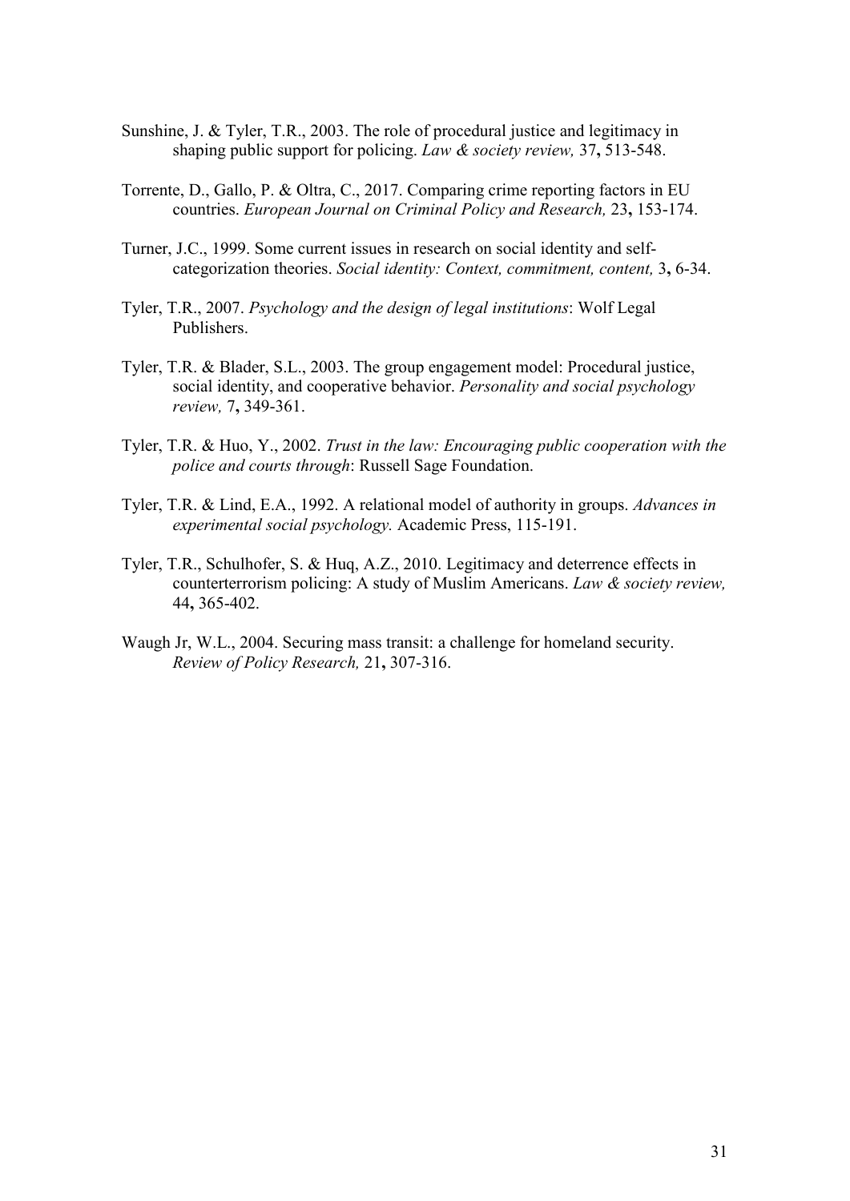Sunshine, J. & Tyler, T.R., 2003. The role of procedural justice and legitimacy in shaping public support for policing. *Law & society review,* 37**,** 513-548.

Torrente, D., Gallo, P. & Oltra, C., 2017. Comparing crime reporting factors in EU countries. *European Journal on Criminal Policy and Research,* 23**,** 153-174.

Turner, J.C., 1999. Some current issues in research on social identity and self-categorization theories. *Social identity: Context, commitment, content,* 3**,** 6-34.

Tyler, T.R., 2007. *Psychology and the design of legal institutions*: Wolf Legal Publishers.

Tyler, T.R. & Blader, S.L., 2003. The group engagement model: Procedural justice, social identity, and cooperative behavior. *Personality and social psychology review,* 7**,** 349-361.

Tyler, T.R. & Huo, Y., 2002. *Trust in the law: Encouraging public cooperation with the police and courts through*: Russell Sage Foundation.

Tyler, T.R. & Lind, E.A., 1992. A relational model of authority in groups. *Advances in experimental social psychology.* Academic Press, 115-191.

Tyler, T.R., Schulhofer, S. & Huq, A.Z., 2010. Legitimacy and deterrence effects in counterterrorism policing: A study of Muslim Americans. *Law & society review,* 44**,** 365-402.

Waugh Jr, W.L., 2004. Securing mass transit: a challenge for homeland security. *Review of Policy Research,* 21**,** 307-316.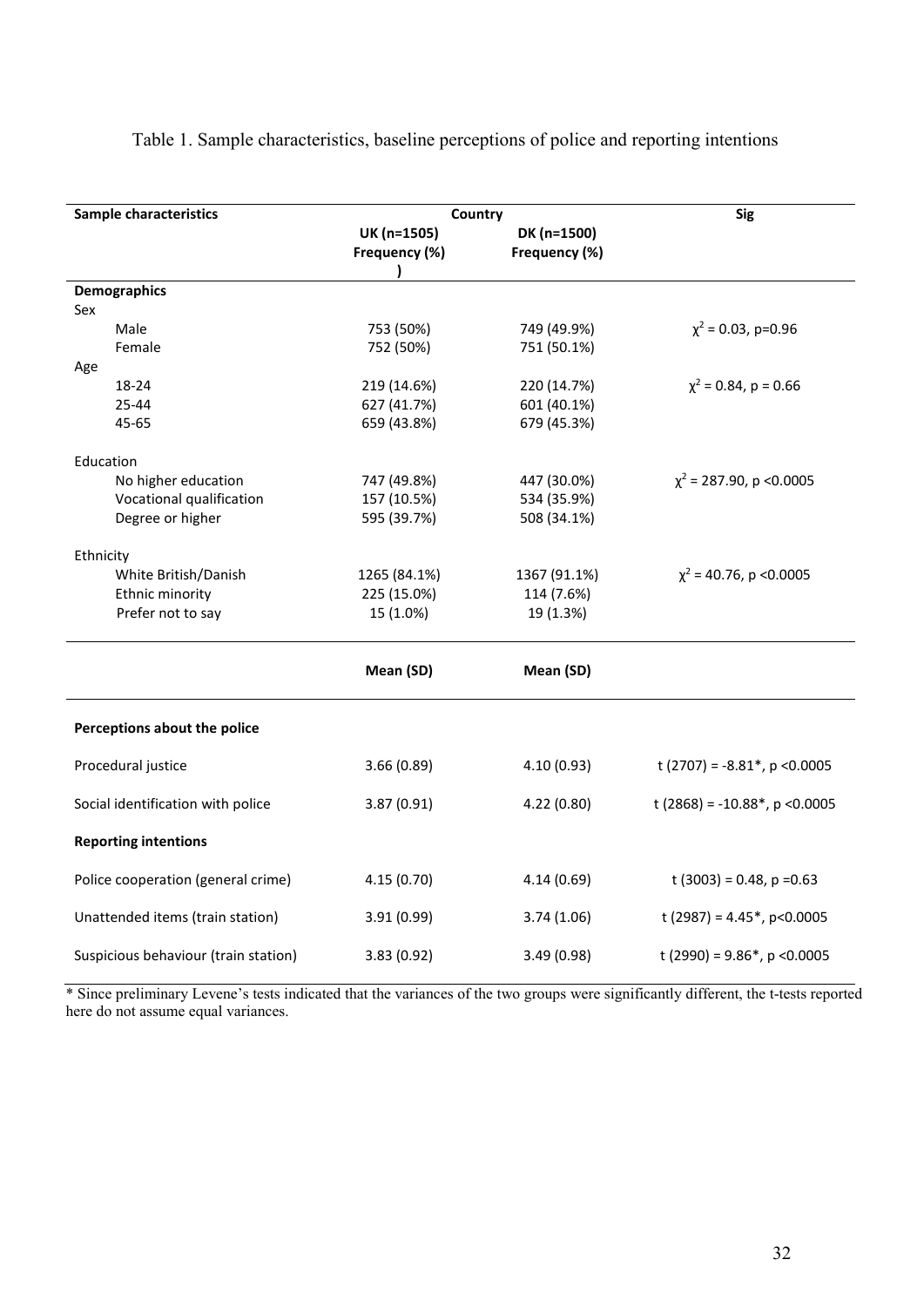Table 1. Sample characteristics, baseline perceptions of police and reporting intentions

| **Sample characteristics** | **Country** | | **Sig** |
|---|---|---|---|
| | **UK (n=1505) Frequency (%)** | **DK (n=1500) Frequency (%)** | |
| **Demographics** | | | |
| Sex | | | |
| Male | 753 (50%) | 749 (49.9%) | $\chi^2$ = 0.03, p=0.96 |
| Female | 752 (50%) | 751 (50.1%) | |
| Age | | | |
| 18-24 | 219 (14.6%) | 220 (14.7%) | $\chi^2$ = 0.84, p = 0.66 |
| 25-44 | 627 (41.7%) | 601 (40.1%) | |
| 45-65 | 659 (43.8%) | 679 (45.3%) | |
| Education | | | |
| No higher education | 747 (49.8%) | 447 (30.0%) | $\chi^2$ = 287.90, p <0.0005 |
| Vocational qualification | 157 (10.5%) | 534 (35.9%) | |
| Degree or higher | 595 (39.7%) | 508 (34.1%) | |
| Ethnicity | | | |
| White British/Danish | 1265 (84.1%) | 1367 (91.1%) | $\chi^2$ = 40.76, p <0.0005 |
| Ethnic minority | 225 (15.0%) | 114 (7.6%) | |
| Prefer not to say | 15 (1.0%) | 19 (1.3%) | |
| | **Mean (SD)** | **Mean (SD)** | |
| **Perceptions about the police** | | | |
| Procedural justice | 3.66 (0.89) | 4.10 (0.93) | t (2707) = -8.81*, p <0.0005 |
| Social identification with police | 3.87 (0.91) | 4.22 (0.80) | t (2868) = -10.88*, p <0.0005 |
| **Reporting intentions** | | | |
| Police cooperation (general crime) | 4.15 (0.70) | 4.14 (0.69) | t (3003) = 0.48, p =0.63 |
| Unattended items (train station) | 3.91 (0.99) | 3.74 (1.06) | t (2987) = 4.45*, p<0.0005 |
| Suspicious behaviour (train station) | 3.83 (0.92) | 3.49 (0.98) | t (2990) = 9.86*, p <0.0005 |

* Since preliminary Levene's tests indicated that the variances of the two groups were significantly different, the t-tests reported here do not assume equal variances.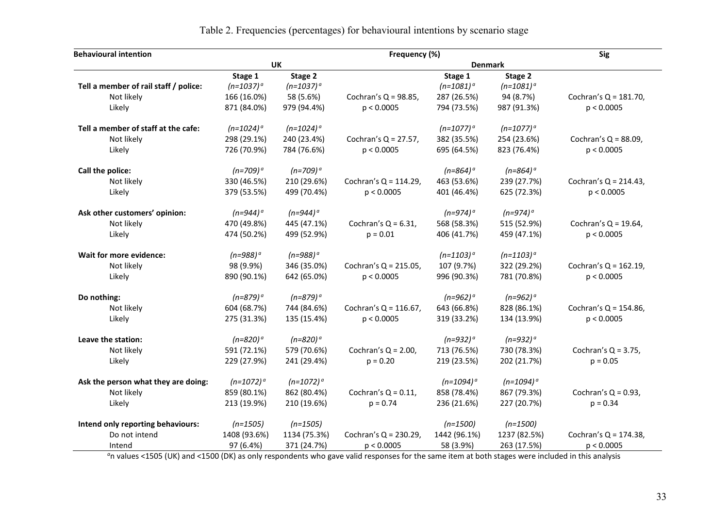Table 2. Frequencies (percentages) for behavioural intentions by scenario stage

| Behavioural intention | Frequency (%) | | | | | Sig |
|---|---|---|---|---|---|---|
| | UK | | | Denmark | | |
| | Stage 1 | Stage 2 | | Stage 1 | Stage 2 | |
| **Tell a member of rail staff / police:** | *(n=1037)[a]* | *(n=1037)[a]* | | *(n=1081)[a]* | *(n=1081)[a]* | |
| Not likely | 166 (16.0%) | 58 (5.6%) | Cochran's Q = 98.85, | 287 (26.5%) | 94 (8.7%) | Cochran's Q = 181.70, |
| Likely | 871 (84.0%) | 979 (94.4%) | $p < 0.0005$ | 794 (73.5%) | 987 (91.3%) | $p < 0.0005$ |
| **Tell a member of staff at the cafe:** | *(n=1024)[a]* | *(n=1024)[a]* | | *(n=1077)[a]* | *(n=1077)[a]* | |
| Not likely | 298 (29.1%) | 240 (23.4%) | Cochran's Q = 27.57, | 382 (35.5%) | 254 (23.6%) | Cochran's Q = 88.09, |
| Likely | 726 (70.9%) | 784 (76.6%) | $p < 0.0005$ | 695 (64.5%) | 823 (76.4%) | $p < 0.0005$ |
| **Call the police:** | *(n=709)[a]* | *(n=709)[a]* | | *(n=864)[a]* | *(n=864)[a]* | |
| Not likely | 330 (46.5%) | 210 (29.6%) | Cochran's Q = 114.29, | 463 (53.6%) | 239 (27.7%) | Cochran's Q = 214.43, |
| Likely | 379 (53.5%) | 499 (70.4%) | $p < 0.0005$ | 401 (46.4%) | 625 (72.3%) | $p < 0.0005$ |
| **Ask other customers' opinion:** | *(n=944)[a]* | *(n=944)[a]* | | *(n=974)[a]* | *(n=974)[a]* | |
| Not likely | 470 (49.8%) | 445 (47.1%) | Cochran's Q = 6.31, | 568 (58.3%) | 515 (52.9%) | Cochran's Q = 19.64, |
| Likely | 474 (50.2%) | 499 (52.9%) | $p = 0.01$ | 406 (41.7%) | 459 (47.1%) | $p < 0.0005$ |
| **Wait for more evidence:** | *(n=988)[a]* | *(n=988)[a]* | | *(n=1103)[a]* | *(n=1103)[a]* | |
| Not likely | 98 (9.9%) | 346 (35.0%) | Cochran's Q = 215.05, | 107 (9.7%) | 322 (29.2%) | Cochran's Q = 162.19, |
| Likely | 890 (90.1%) | 642 (65.0%) | $p < 0.0005$ | 996 (90.3%) | 781 (70.8%) | $p < 0.0005$ |
| **Do nothing:** | *(n=879)[a]* | *(n=879)[a]* | | *(n=962)[a]* | *(n=962)[a]* | |
| Not likely | 604 (68.7%) | 744 (84.6%) | Cochran's Q = 116.67, | 643 (66.8%) | 828 (86.1%) | Cochran's Q = 154.86, |
| Likely | 275 (31.3%) | 135 (15.4%) | $p < 0.0005$ | 319 (33.2%) | 134 (13.9%) | $p < 0.0005$ |
| **Leave the station:** | *(n=820)[a]* | *(n=820)[a]* | | *(n=932)[a]* | *(n=932)[a]* | |
| Not likely | 591 (72.1%) | 579 (70.6%) | Cochran's Q = 2.00, | 713 (76.5%) | 730 (78.3%) | Cochran's Q = 3.75, |
| Likely | 229 (27.9%) | 241 (29.4%) | $p = 0.20$ | 219 (23.5%) | 202 (21.7%) | $p = 0.05$ |
| **Ask the person what they are doing:** | *(n=1072)[a]* | *(n=1072)[a]* | | *(n=1094)[a]* | *(n=1094)[a]* | |
| Not likely | 859 (80.1%) | 862 (80.4%) | Cochran's Q = 0.11, | 858 (78.4%) | 867 (79.3%) | Cochran's Q = 0.93, |
| Likely | 213 (19.9%) | 210 (19.6%) | $p = 0.74$ | 236 (21.6%) | 227 (20.7%) | $p = 0.34$ |
| **Intend only reporting behaviours:** | *(n=1505)* | *(n=1505)* | | *(n=1500)* | *(n=1500)* | |
| Do not intend | 1408 (93.6%) | 1134 (75.3%) | Cochran's Q = 230.29, | 1442 (96.1%) | 1237 (82.5%) | Cochran's Q = 174.38, |
| Intend | 97 (6.4%) | 371 (24.7%) | $p < 0.0005$ | 58 (3.9%) | 263 (17.5%) | $p < 0.0005$ |

[a]n values <1505 (UK) and <1500 (DK) as only respondents who gave valid responses for the same item at both stages were included in this analysis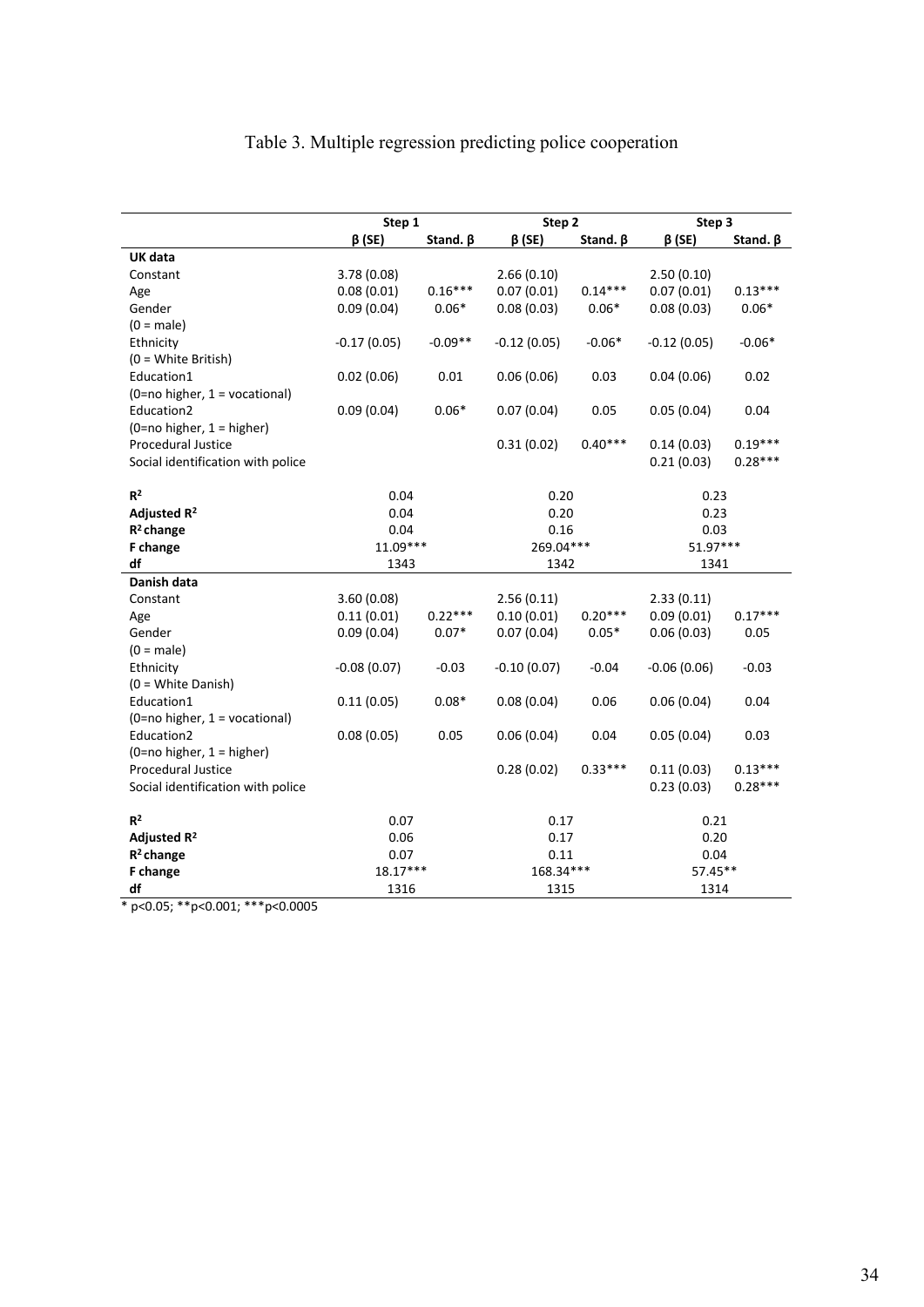# Table 3. Multiple regression predicting police cooperation

| | Step 1 | | Step 2 | | Step 3 | |
|---|---|---|---|---|---|---|
| | β (SE) | Stand. β | β (SE) | Stand. β | β (SE) | Stand. β |
| **UK data** | | | | | | |
| Constant | 3.78 (0.08) | | 2.66 (0.10) | | 2.50 (0.10) | |
| Age | 0.08 (0.01) | 0.16*** | 0.07 (0.01) | 0.14*** | 0.07 (0.01) | 0.13*** |
| Gender (0 = male) | 0.09 (0.04) | 0.06* | 0.08 (0.03) | 0.06* | 0.08 (0.03) | 0.06* |
| Ethnicity (0 = White British) | -0.17 (0.05) | -0.09** | -0.12 (0.05) | -0.06* | -0.12 (0.05) | -0.06* |
| Education1 (0=no higher, 1 = vocational) | 0.02 (0.06) | 0.01 | 0.06 (0.06) | 0.03 | 0.04 (0.06) | 0.02 |
| Education2 (0=no higher, 1 = higher) | 0.09 (0.04) | 0.06* | 0.07 (0.04) | 0.05 | 0.05 (0.04) | 0.04 |
| Procedural Justice | | | 0.31 (0.02) | 0.40*** | 0.14 (0.03) | 0.19*** |
| Social identification with police | | | | | 0.21 (0.03) | 0.28*** |
| **$R^2$** | 0.04 | | 0.20 | | 0.23 | |
| **Adjusted $R^2$** | 0.04 | | 0.20 | | 0.23 | |
| **$R^2$ change** | 0.04 | | 0.16 | | 0.03 | |
| **F change** | 11.09*** | | 269.04*** | | 51.97*** | |
| **df** | 1343 | | 1342 | | 1341 | |
| **Danish data** | | | | | | |
| Constant | 3.60 (0.08) | | 2.56 (0.11) | | 2.33 (0.11) | |
| Age | 0.11 (0.01) | 0.22*** | 0.10 (0.01) | 0.20*** | 0.09 (0.01) | 0.17*** |
| Gender (0 = male) | 0.09 (0.04) | 0.07* | 0.07 (0.04) | 0.05* | 0.06 (0.03) | 0.05 |
| Ethnicity (0 = White Danish) | -0.08 (0.07) | -0.03 | -0.10 (0.07) | -0.04 | -0.06 (0.06) | -0.03 |
| Education1 (0=no higher, 1 = vocational) | 0.11 (0.05) | 0.08* | 0.08 (0.04) | 0.06 | 0.06 (0.04) | 0.04 |
| Education2 (0=no higher, 1 = higher) | 0.08 (0.05) | 0.05 | 0.06 (0.04) | 0.04 | 0.05 (0.04) | 0.03 |
| Procedural Justice | | | 0.28 (0.02) | 0.33*** | 0.11 (0.03) | 0.13*** |
| Social identification with police | | | | | 0.23 (0.03) | 0.28*** |
| **$R^2$** | 0.07 | | 0.17 | | 0.21 | |
| **Adjusted $R^2$** | 0.06 | | 0.17 | | 0.20 | |
| **$R^2$ change** | 0.07 | | 0.11 | | 0.04 | |
| **F change** | 18.17*** | | 168.34*** | | 57.45** | |
| **df** | 1316 | | 1315 | | 1314 | |

* $p<0.05$; ** $p<0.001$; *** $p<0.0005$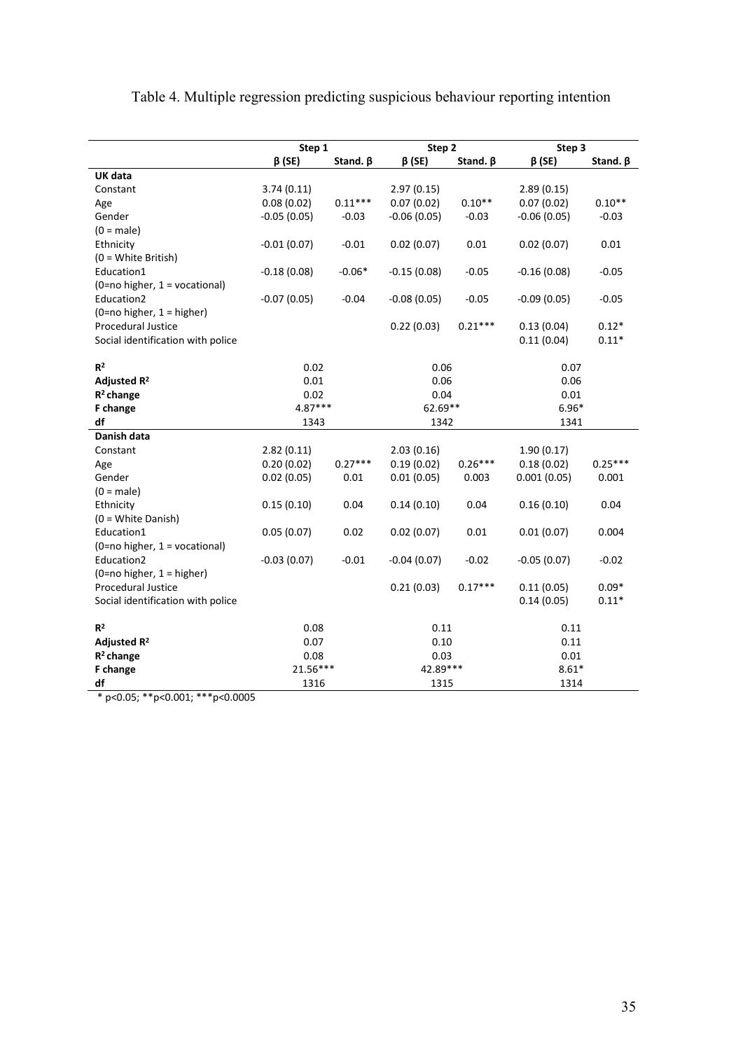Table 4. Multiple regression predicting suspicious behaviour reporting intention

| | Step 1 | | Step 2 | | Step 3 | |
|---|---|---|---|---|---|---|
| | β (SE) | Stand. β | β (SE) | Stand. β | β (SE) | Stand. β |
| **UK data** | | | | | | |
| Constant | 3.74 (0.11) | | 2.97 (0.15) | | 2.89 (0.15) | |
| Age | 0.08 (0.02) | 0.11*** | 0.07 (0.02) | 0.10** | 0.07 (0.02) | 0.10** |
| Gender (0 = male) | -0.05 (0.05) | -0.03 | -0.06 (0.05) | -0.03 | -0.06 (0.05) | -0.03 |
| Ethnicity (0 = White British) | -0.01 (0.07) | -0.01 | 0.02 (0.07) | 0.01 | 0.02 (0.07) | 0.01 |
| Education1 (0=no higher, 1 = vocational) | -0.18 (0.08) | -0.06* | -0.15 (0.08) | -0.05 | -0.16 (0.08) | -0.05 |
| Education2 (0=no higher, 1 = higher) | -0.07 (0.05) | -0.04 | -0.08 (0.05) | -0.05 | -0.09 (0.05) | -0.05 |
| Procedural Justice | | | 0.22 (0.03) | 0.21*** | 0.13 (0.04) | 0.12* |
| Social identification with police | | | | | 0.11 (0.04) | 0.11* |
| **$R^2$** | 0.02 | | 0.06 | | 0.07 | |
| **Adjusted $R^2$** | 0.01 | | 0.06 | | 0.06 | |
| **$R^2$ change** | 0.02 | | 0.04 | | 0.01 | |
| **F change** | 4.87*** | | 62.69** | | 6.96* | |
| **df** | 1343 | | 1342 | | 1341 | |
| **Danish data** | | | | | | |
| Constant | 2.82 (0.11) | | 2.03 (0.16) | | 1.90 (0.17) | |
| Age | 0.20 (0.02) | 0.27*** | 0.19 (0.02) | 0.26*** | 0.18 (0.02) | 0.25*** |
| Gender (0 = male) | 0.02 (0.05) | 0.01 | 0.01 (0.05) | 0.003 | 0.001 (0.05) | 0.001 |
| Ethnicity (0 = White Danish) | 0.15 (0.10) | 0.04 | 0.14 (0.10) | 0.04 | 0.16 (0.10) | 0.04 |
| Education1 (0=no higher, 1 = vocational) | 0.05 (0.07) | 0.02 | 0.02 (0.07) | 0.01 | 0.01 (0.07) | 0.004 |
| Education2 (0=no higher, 1 = higher) | -0.03 (0.07) | -0.01 | -0.04 (0.07) | -0.02 | -0.05 (0.07) | -0.02 |
| Procedural Justice | | | 0.21 (0.03) | 0.17*** | 0.11 (0.05) | 0.09* |
| Social identification with police | | | | | 0.14 (0.05) | 0.11* |
| **$R^2$** | 0.08 | | 0.11 | | 0.11 | |
| **Adjusted $R^2$** | 0.07 | | 0.10 | | 0.11 | |
| **$R^2$ change** | 0.08 | | 0.03 | | 0.01 | |
| **F change** | 21.56*** | | 42.89*** | | 8.61* | |
| **df** | 1316 | | 1315 | | 1314 | |

\* $p<0.05$; \*\*$p<0.001$; \*\*\*$p<0.0005$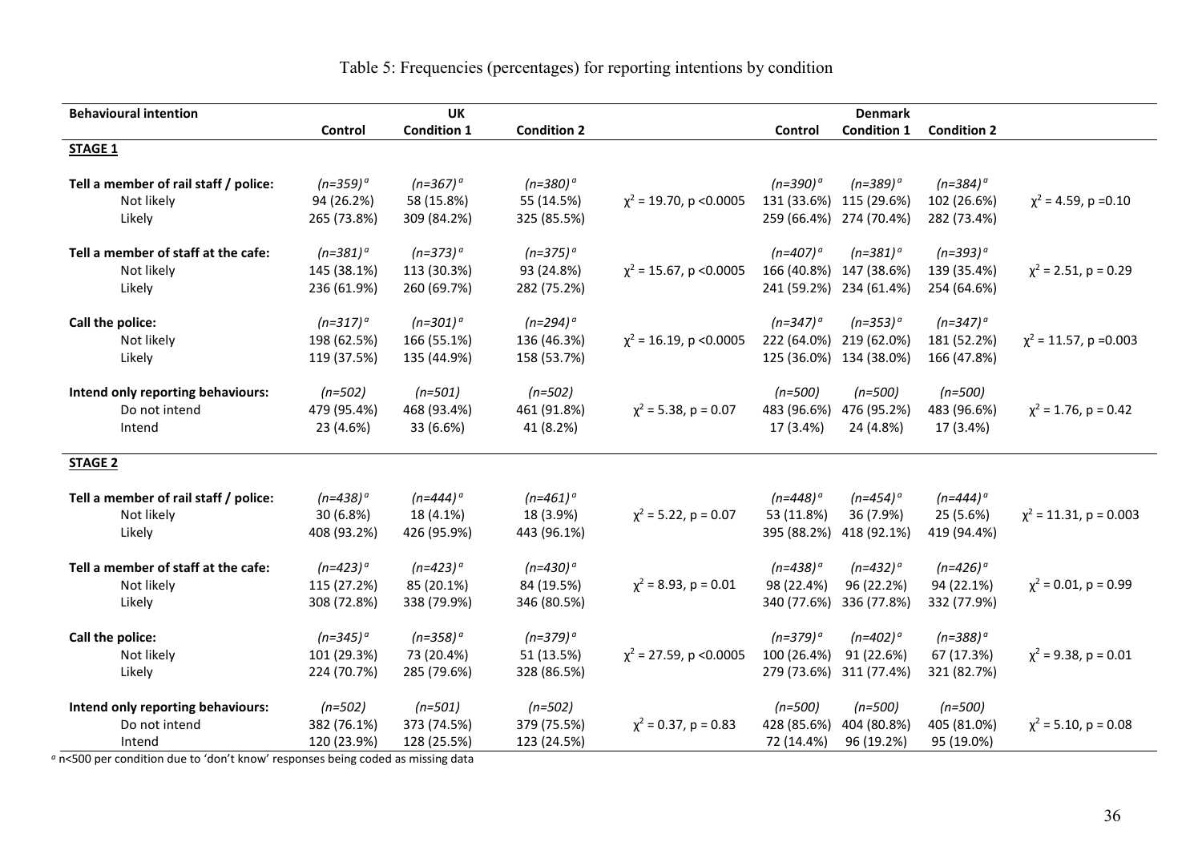Table 5: Frequencies (percentages) for reporting intentions by condition

| Behavioural intention | UK | | | | Denmark | | | |
|---|---|---|---|---|---|---|---|---|
| | Control | Condition 1 | Condition 2 | | Control | Condition 1 | Condition 2 | |
| **STAGE 1** | | | | | | | | |
| **Tell a member of rail staff / police:** | *(n=359)*[a] | *(n=367)*[a] | *(n=380)*[a] | | *(n=390)*[a] | *(n=389)*[a] | *(n=384)*[a] | |
| Not likely | 94 (26.2%) | 58 (15.8%) | 55 (14.5%) | $\chi^2$ = 19.70, p <0.0005 | 131 (33.6%) | 115 (29.6%) | 102 (26.6%) | $\chi^2$ = 4.59, p =0.10 |
| Likely | 265 (73.8%) | 309 (84.2%) | 325 (85.5%) | | 259 (66.4%) | 274 (70.4%) | 282 (73.4%) | |
| **Tell a member of staff at the cafe:** | *(n=381)*[a] | *(n=373)*[a] | *(n=375)*[a] | | *(n=407)*[a] | *(n=381)*[a] | *(n=393)*[a] | |
| Not likely | 145 (38.1%) | 113 (30.3%) | 93 (24.8%) | $\chi^2$ = 15.67, p <0.0005 | 166 (40.8%) | 147 (38.6%) | 139 (35.4%) | $\chi^2$ = 2.51, p = 0.29 |
| Likely | 236 (61.9%) | 260 (69.7%) | 282 (75.2%) | | 241 (59.2%) | 234 (61.4%) | 254 (64.6%) | |
| **Call the police:** | *(n=317)*[a] | *(n=301)*[a] | *(n=294)*[a] | | *(n=347)*[a] | *(n=353)*[a] | *(n=347)*[a] | |
| Not likely | 198 (62.5%) | 166 (55.1%) | 136 (46.3%) | $\chi^2$ = 16.19, p <0.0005 | 222 (64.0%) | 219 (62.0%) | 181 (52.2%) | $\chi^2$ = 11.57, p =0.003 |
| Likely | 119 (37.5%) | 135 (44.9%) | 158 (53.7%) | | 125 (36.0%) | 134 (38.0%) | 166 (47.8%) | |
| **Intend only reporting behaviours:** | *(n=502)* | *(n=501)* | *(n=502)* | | *(n=500)* | *(n=500)* | *(n=500)* | |
| Do not intend | 479 (95.4%) | 468 (93.4%) | 461 (91.8%) | $\chi^2$ = 5.38, p = 0.07 | 483 (96.6%) | 476 (95.2%) | 483 (96.6%) | $\chi^2$ = 1.76, p = 0.42 |
| Intend | 23 (4.6%) | 33 (6.6%) | 41 (8.2%) | | 17 (3.4%) | 24 (4.8%) | 17 (3.4%) | |
| **STAGE 2** | | | | | | | | |
| **Tell a member of rail staff / police:** | *(n=438)*[a] | *(n=444)*[a] | *(n=461)*[a] | | *(n=448)*[a] | *(n=454)*[a] | *(n=444)*[a] | |
| Not likely | 30 (6.8%) | 18 (4.1%) | 18 (3.9%) | $\chi^2$ = 5.22, p = 0.07 | 53 (11.8%) | 36 (7.9%) | 25 (5.6%) | $\chi^2$ = 11.31, p = 0.003 |
| Likely | 408 (93.2%) | 426 (95.9%) | 443 (96.1%) | | 395 (88.2%) | 418 (92.1%) | 419 (94.4%) | |
| **Tell a member of staff at the cafe:** | *(n=423)*[a] | *(n=423)*[a] | *(n=430)*[a] | | *(n=438)*[a] | *(n=432)*[a] | *(n=426)*[a] | |
| Not likely | 115 (27.2%) | 85 (20.1%) | 84 (19.5%) | $\chi^2$ = 8.93, p = 0.01 | 98 (22.4%) | 96 (22.2%) | 94 (22.1%) | $\chi^2$ = 0.01, p = 0.99 |
| Likely | 308 (72.8%) | 338 (79.9%) | 346 (80.5%) | | 340 (77.6%) | 336 (77.8%) | 332 (77.9%) | |
| **Call the police:** | *(n=345)*[a] | *(n=358)*[a] | *(n=379)*[a] | | *(n=379)*[a] | *(n=402)*[a] | *(n=388)*[a] | |
| Not likely | 101 (29.3%) | 73 (20.4%) | 51 (13.5%) | $\chi^2$ = 27.59, p <0.0005 | 100 (26.4%) | 91 (22.6%) | 67 (17.3%) | $\chi^2$ = 9.38, p = 0.01 |
| Likely | 224 (70.7%) | 285 (79.6%) | 328 (86.5%) | | 279 (73.6%) | 311 (77.4%) | 321 (82.7%) | |
| **Intend only reporting behaviours:** | *(n=502)* | *(n=501)* | *(n=502)* | | *(n=500)* | *(n=500)* | *(n=500)* | |
| Do not intend | 382 (76.1%) | 373 (74.5%) | 379 (75.5%) | $\chi^2$ = 0.37, p = 0.83 | 428 (85.6%) | 404 (80.8%) | 405 (81.0%) | $\chi^2$ = 5.10, p = 0.08 |
| Intend | 120 (23.9%) | 128 (25.5%) | 123 (24.5%) | | 72 (14.4%) | 96 (19.2%) | 95 (19.0%) | |

[a] n<500 per condition due to 'don't know' responses being coded as missing data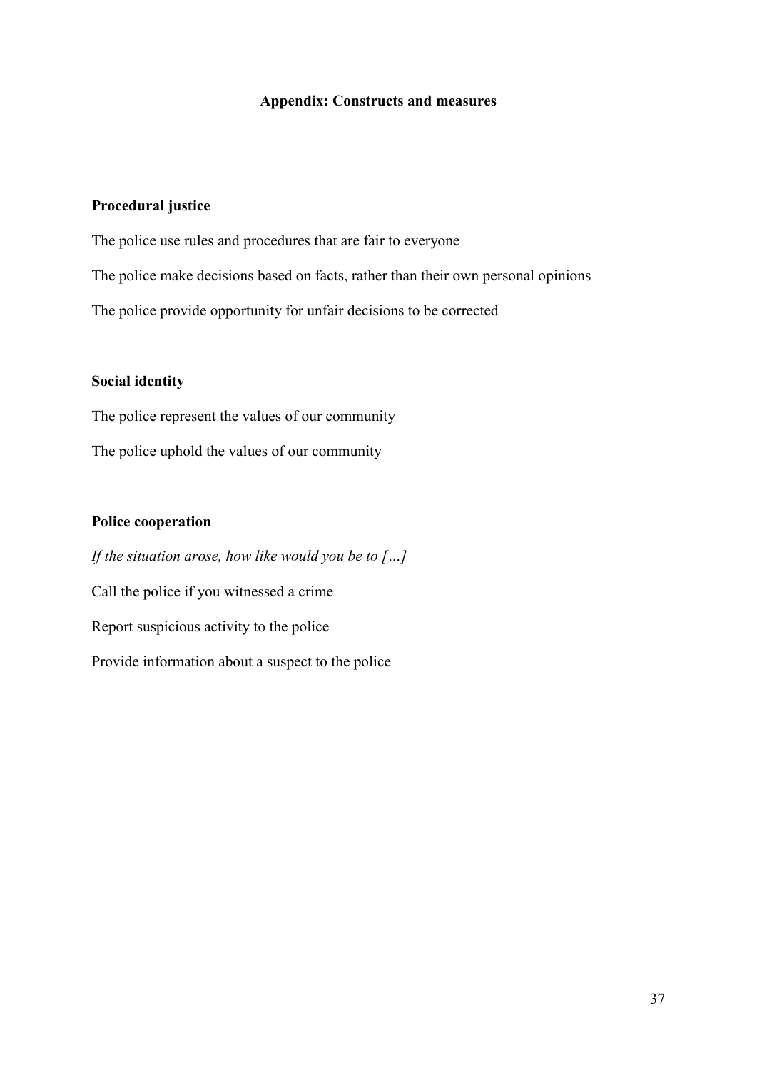# Appendix: Constructs and measures

**Procedural justice**

The police use rules and procedures that are fair to everyone

The police make decisions based on facts, rather than their own personal opinions

The police provide opportunity for unfair decisions to be corrected

**Social identity**

The police represent the values of our community

The police uphold the values of our community

**Police cooperation**

*If the situation arose, how like would you be to […]*

Call the police if you witnessed a crime

Report suspicious activity to the police

Provide information about a suspect to the police